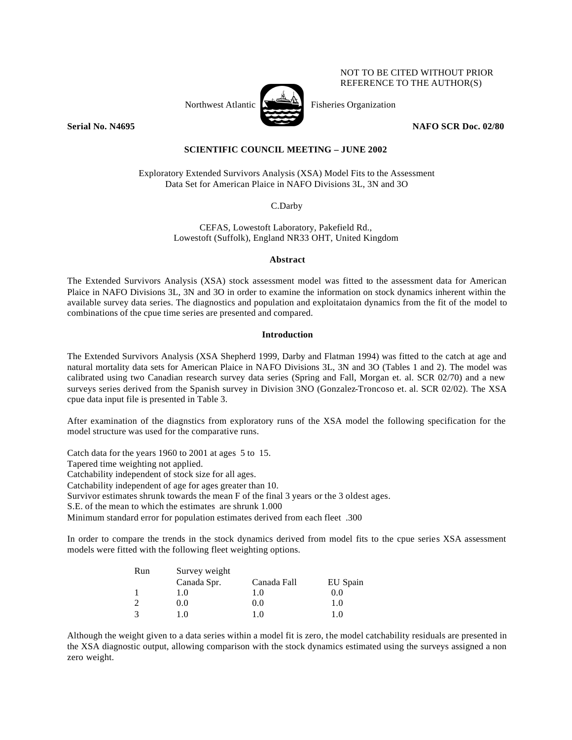NOT TO BE CITED WITHOUT PRIOR REFERENCE TO THE AUTHOR(S)

Northwest Atlantic Fisheries Organization

**Serial No. N4695** **NAFO SCR Doc. 02/80**

**SCIENTIFIC COUNCIL MEETING – JUNE 2002**

Exploratory Extended Survivors Analysis (XSA) Model Fits to the Assessment Data Set for American Plaice in NAFO Divisions 3L, 3N and 3O

C.Darby

CEFAS, Lowestoft Laboratory, Pakefield Rd., Lowestoft (Suffolk), England NR33 OHT, United Kingdom

## Abstract

The Extended Survivors Analysis (XSA) stock assessment model was fitted to the assessment data for American Plaice in NAFO Divisions 3L, 3N and 3O in order to examine the information on stock dynamics inherent within the available survey data series. The diagnostics and population and exploitataion dynamics from the fit of the model to combinations of the cpue time series are presented and compared.

## Introduction

The Extended Survivors Analysis (XSA Shepherd 1999, Darby and Flatman 1994) was fitted to the catch at age and natural mortality data sets for American Plaice in NAFO Divisions 3L, 3N and 3O (Tables 1 and 2). The model was calibrated using two Canadian research survey data series (Spring and Fall, Morgan et. al. SCR 02/70) and a new surveys series derived from the Spanish survey in Division 3NO (Gonzalez-Troncoso et. al. SCR 02/02). The XSA cpue data input file is presented in Table 3.

After examination of the diagnstics from exploratory runs of the XSA model the following specification for the model structure was used for the comparative runs.

Catch data for the years 1960 to 2001 at ages 5 to 15.
Tapered time weighting not applied.
Catchability independent of stock size for all ages.
Catchability independent of age for ages greater than 10.
Survivor estimates shrunk towards the mean F of the final 3 years or the 3 oldest ages.
S.E. of the mean to which the estimates are shrunk 1.000
Minimum standard error for population estimates derived from each fleet .300

In order to compare the trends in the stock dynamics derived from model fits to the cpue series XSA assessment models were fitted with the following fleet weighting options.

| Run | Survey weight | | |
|---|---|---|---|
| | Canada Spr. | Canada Fall | EU Spain |
| 1 | 1.0 | 1.0 | 0.0 |
| 2 | 0.0 | 0.0 | 1.0 |
| 3 | 1.0 | 1.0 | 1.0 |

Although the weight given to a data series within a model fit is zero, the model catchability residuals are presented in the XSA diagnostic output, allowing comparison with the stock dynamics estimated using the surveys assigned a non zero weight.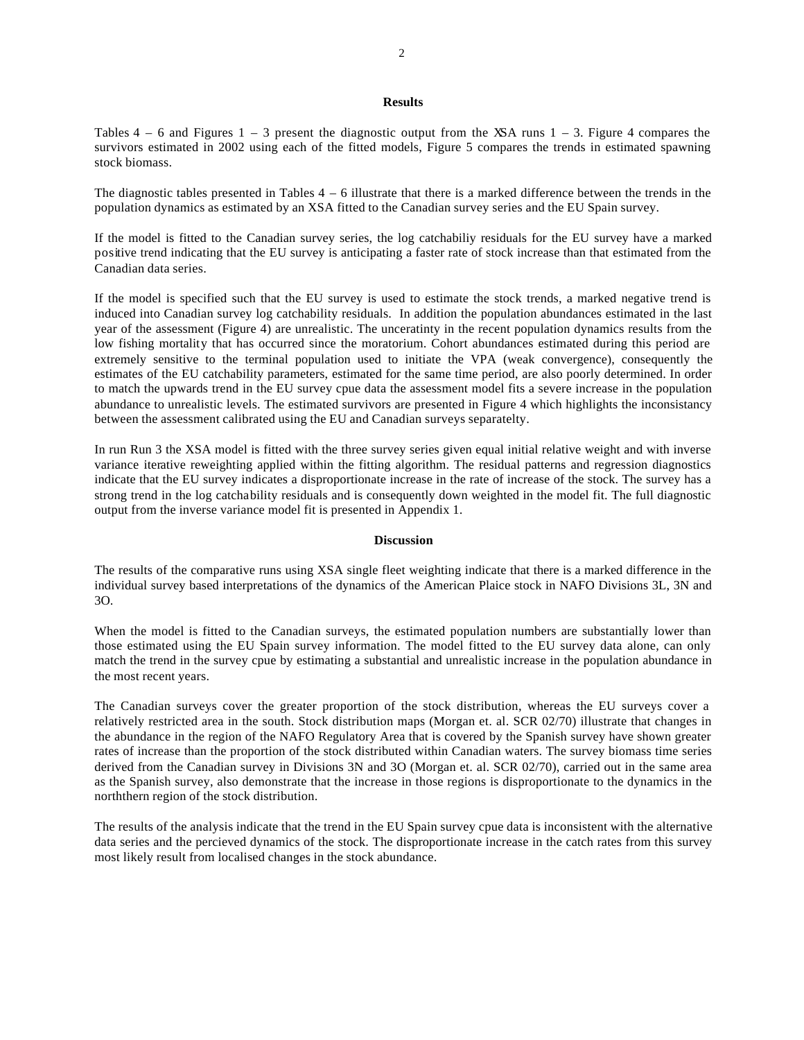## Results

Tables 4 – 6 and Figures 1 – 3 present the diagnostic output from the XSA runs 1 – 3. Figure 4 compares the survivors estimated in 2002 using each of the fitted models, Figure 5 compares the trends in estimated spawning stock biomass.

The diagnostic tables presented in Tables 4 – 6 illustrate that there is a marked difference between the trends in the population dynamics as estimated by an XSA fitted to the Canadian survey series and the EU Spain survey.

If the model is fitted to the Canadian survey series, the log catchabiliy residuals for the EU survey have a marked positive trend indicating that the EU survey is anticipating a faster rate of stock increase than that estimated from the Canadian data series.

If the model is specified such that the EU survey is used to estimate the stock trends, a marked negative trend is induced into Canadian survey log catchability residuals. In addition the population abundances estimated in the last year of the assessment (Figure 4) are unrealistic. The unceratinty in the recent population dynamics results from the low fishing mortality that has occurred since the moratorium. Cohort abundances estimated during this period are extremely sensitive to the terminal population used to initiate the VPA (weak convergence), consequently the estimates of the EU catchability parameters, estimated for the same time period, are also poorly determined. In order to match the upwards trend in the EU survey cpue data the assessment model fits a severe increase in the population abundance to unrealistic levels. The estimated survivors are presented in Figure 4 which highlights the inconsistancy between the assessment calibrated using the EU and Canadian surveys separatelty.

In run Run 3 the XSA model is fitted with the three survey series given equal initial relative weight and with inverse variance iterative reweighting applied within the fitting algorithm. The residual patterns and regression diagnostics indicate that the EU survey indicates a disproportionate increase in the rate of increase of the stock. The survey has a strong trend in the log catchability residuals and is consequently down weighted in the model fit. The full diagnostic output from the inverse variance model fit is presented in Appendix 1.

## Discussion

The results of the comparative runs using XSA single fleet weighting indicate that there is a marked difference in the individual survey based interpretations of the dynamics of the American Plaice stock in NAFO Divisions 3L, 3N and 3O.

When the model is fitted to the Canadian surveys, the estimated population numbers are substantially lower than those estimated using the EU Spain survey information. The model fitted to the EU survey data alone, can only match the trend in the survey cpue by estimating a substantial and unrealistic increase in the population abundance in the most recent years.

The Canadian surveys cover the greater proportion of the stock distribution, whereas the EU surveys cover a relatively restricted area in the south. Stock distribution maps (Morgan et. al. SCR 02/70) illustrate that changes in the abundance in the region of the NAFO Regulatory Area that is covered by the Spanish survey have shown greater rates of increase than the proportion of the stock distributed within Canadian waters. The survey biomass time series derived from the Canadian survey in Divisions 3N and 3O (Morgan et. al. SCR 02/70), carried out in the same area as the Spanish survey, also demonstrate that the increase in those regions is disproportionate to the dynamics in the norththern region of the stock distribution.

The results of the analysis indicate that the trend in the EU Spain survey cpue data is inconsistent with the alternative data series and the percieved dynamics of the stock. The disproportionate increase in the catch rates from this survey most likely result from localised changes in the stock abundance.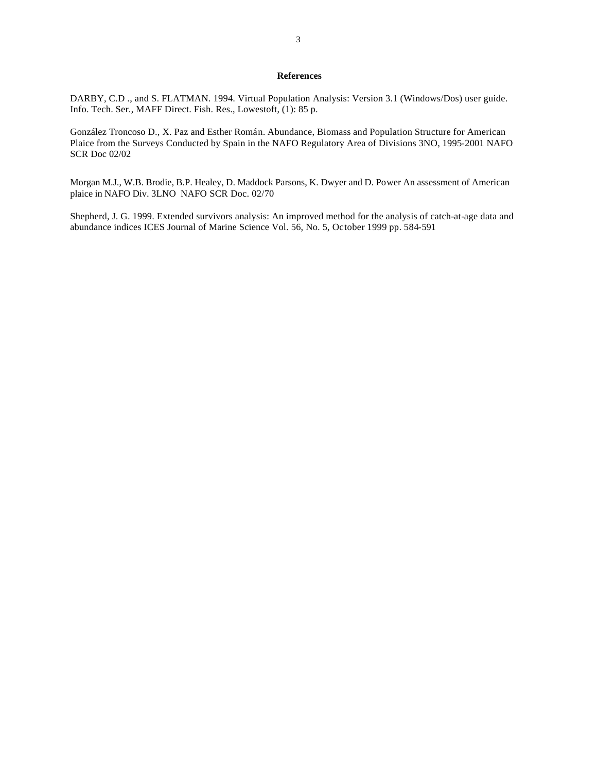## References

DARBY, C.D ., and S. FLATMAN. 1994. Virtual Population Analysis: Version 3.1 (Windows/Dos) user guide. Info. Tech. Ser., MAFF Direct. Fish. Res., Lowestoft, (1): 85 p.

González Troncoso D., X. Paz and Esther Román. Abundance, Biomass and Population Structure for American Plaice from the Surveys Conducted by Spain in the NAFO Regulatory Area of Divisions 3NO, 1995-2001 NAFO SCR Doc 02/02

Morgan M.J., W.B. Brodie, B.P. Healey, D. Maddock Parsons, K. Dwyer and D. Power An assessment of American plaice in NAFO Div. 3LNO NAFO SCR Doc. 02/70

Shepherd, J. G. 1999. Extended survivors analysis: An improved method for the analysis of catch-at-age data and abundance indices ICES Journal of Marine Science Vol. 56, No. 5, October 1999 pp. 584-591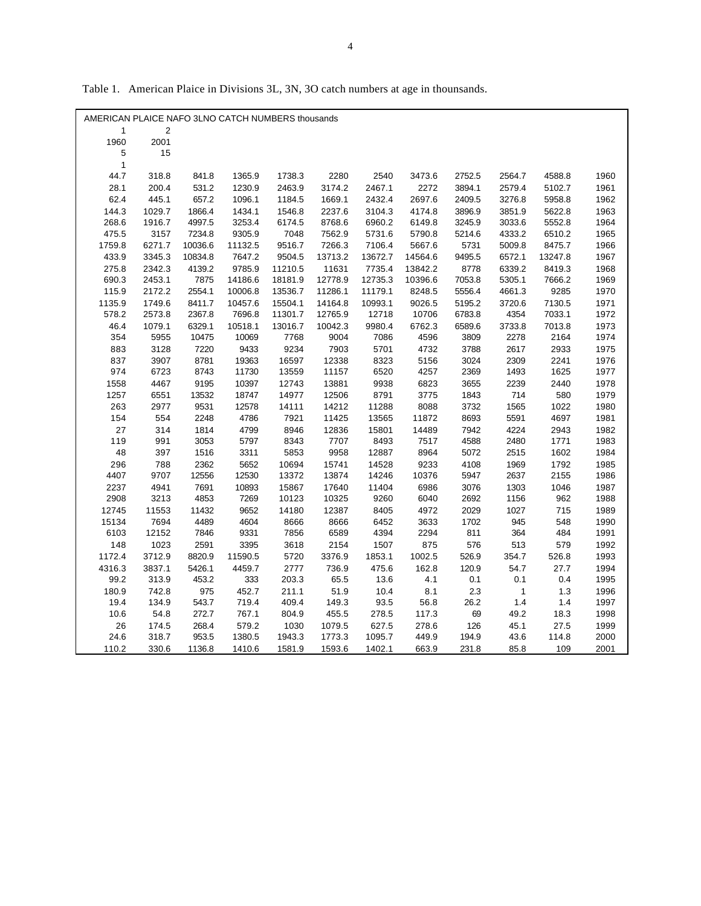Table 1. American Plaice in Divisions 3L, 3N, 3O catch numbers at age in thousands.

AMERICAN PLAICE NAFO 3LNO CATCH NUMBERS thousands

| 1 | 2 | | | | | | | | | | |
|---|---|---|---|---|---|---|---|---|---|---|---|
| 1960 | 2001 | | | | | | | | | | |
| 5 | 15 | | | | | | | | | | |
| 1 | | | | | | | | | | | |
| 44.7 | 318.8 | 841.8 | 1365.9 | 1738.3 | 2280 | 2540 | 3473.6 | 2752.5 | 2564.7 | 4588.8 | 1960 |
| 28.1 | 200.4 | 531.2 | 1230.9 | 2463.9 | 3174.2 | 2467.1 | 2272 | 3894.1 | 2579.4 | 5102.7 | 1961 |
| 62.4 | 445.1 | 657.2 | 1096.1 | 1184.5 | 1669.1 | 2432.4 | 2697.6 | 2409.5 | 3276.8 | 5958.8 | 1962 |
| 144.3 | 1029.7 | 1866.4 | 1434.1 | 1546.8 | 2237.6 | 3104.3 | 4174.8 | 3896.9 | 3851.9 | 5622.8 | 1963 |
| 268.6 | 1916.7 | 4997.5 | 3253.4 | 6174.5 | 8768.6 | 6960.2 | 6149.8 | 3245.9 | 3033.6 | 5552.8 | 1964 |
| 475.5 | 3157 | 7234.8 | 9305.9 | 7048 | 7562.9 | 5731.6 | 5790.8 | 5214.6 | 4333.2 | 6510.2 | 1965 |
| 1759.8 | 6271.7 | 10036.6 | 11132.5 | 9516.7 | 7266.3 | 7106.4 | 5667.6 | 5731 | 5009.8 | 8475.7 | 1966 |
| 433.9 | 3345.3 | 10834.8 | 7647.2 | 9504.5 | 13713.2 | 13672.7 | 14564.6 | 9495.5 | 6572.1 | 13247.8 | 1967 |
| 275.8 | 2342.3 | 4139.2 | 9785.9 | 11210.5 | 11631 | 7735.4 | 13842.2 | 8778 | 6339.2 | 8419.3 | 1968 |
| 690.3 | 2453.1 | 7875 | 14186.6 | 18181.9 | 12778.9 | 12735.3 | 10396.6 | 7053.8 | 5305.1 | 7666.2 | 1969 |
| 115.9 | 2172.2 | 2554.1 | 10006.8 | 13536.7 | 11286.1 | 11179.1 | 8248.5 | 5556.4 | 4661.3 | 9285 | 1970 |
| 1135.9 | 1749.6 | 8411.7 | 10457.6 | 15504.1 | 14164.8 | 10993.1 | 9026.5 | 5195.2 | 3720.6 | 7130.5 | 1971 |
| 578.2 | 2573.8 | 2367.8 | 7696.8 | 11301.7 | 12765.9 | 12718 | 10706 | 6783.8 | 4354 | 7033.1 | 1972 |
| 46.4 | 1079.1 | 6329.1 | 10518.1 | 13016.7 | 10042.3 | 9980.4 | 6762.3 | 6589.6 | 3733.8 | 7013.8 | 1973 |
| 354 | 5955 | 10475 | 10069 | 7768 | 9004 | 7086 | 4596 | 3809 | 2278 | 2164 | 1974 |
| 883 | 3128 | 7220 | 9433 | 9234 | 7903 | 5701 | 4732 | 3788 | 2617 | 2933 | 1975 |
| 837 | 3907 | 8781 | 19363 | 16597 | 12338 | 8323 | 5156 | 3024 | 2309 | 2241 | 1976 |
| 974 | 6723 | 8743 | 11730 | 13559 | 11157 | 6520 | 4257 | 2369 | 1493 | 1625 | 1977 |
| 1558 | 4467 | 9195 | 10397 | 12743 | 13881 | 9938 | 6823 | 3655 | 2239 | 2440 | 1978 |
| 1257 | 6551 | 13532 | 18747 | 14977 | 12506 | 8791 | 3775 | 1843 | 714 | 580 | 1979 |
| 263 | 2977 | 9531 | 12578 | 14111 | 14212 | 11288 | 8088 | 3732 | 1565 | 1022 | 1980 |
| 154 | 554 | 2248 | 4786 | 7921 | 11425 | 13565 | 11872 | 8693 | 5591 | 4697 | 1981 |
| 27 | 314 | 1814 | 4799 | 8946 | 12836 | 15801 | 14489 | 7942 | 4224 | 2943 | 1982 |
| 119 | 991 | 3053 | 5797 | 8343 | 7707 | 8493 | 7517 | 4588 | 2480 | 1771 | 1983 |
| 48 | 397 | 1516 | 3311 | 5853 | 9958 | 12887 | 8964 | 5072 | 2515 | 1602 | 1984 |
| 296 | 788 | 2362 | 5652 | 10694 | 15741 | 14528 | 9233 | 4108 | 1969 | 1792 | 1985 |
| 4407 | 9707 | 12556 | 12530 | 13372 | 13874 | 14246 | 10376 | 5947 | 2637 | 2155 | 1986 |
| 2237 | 4941 | 7691 | 10893 | 15867 | 17640 | 11404 | 6986 | 3076 | 1303 | 1046 | 1987 |
| 2908 | 3213 | 4853 | 7269 | 10123 | 10325 | 9260 | 6040 | 2692 | 1156 | 962 | 1988 |
| 12745 | 11553 | 11432 | 9652 | 14180 | 12387 | 8405 | 4972 | 2029 | 1027 | 715 | 1989 |
| 15134 | 7694 | 4489 | 4604 | 8666 | 8666 | 6452 | 3633 | 1702 | 945 | 548 | 1990 |
| 6103 | 12152 | 7846 | 9331 | 7856 | 6589 | 4394 | 2294 | 811 | 364 | 484 | 1991 |
| 148 | 1023 | 2591 | 3395 | 3618 | 2154 | 1507 | 875 | 576 | 513 | 579 | 1992 |
| 1172.4 | 3712.9 | 8820.9 | 11590.5 | 5720 | 3376.9 | 1853.1 | 1002.5 | 526.9 | 354.7 | 526.8 | 1993 |
| 4316.3 | 3837.1 | 5426.1 | 4459.7 | 2777 | 736.9 | 475.6 | 162.8 | 120.9 | 54.7 | 27.7 | 1994 |
| 99.2 | 313.9 | 453.2 | 333 | 203.3 | 65.5 | 13.6 | 4.1 | 0.1 | 0.1 | 0.4 | 1995 |
| 180.9 | 742.8 | 975 | 452.7 | 211.1 | 51.9 | 10.4 | 8.1 | 2.3 | 1 | 1.3 | 1996 |
| 19.4 | 134.9 | 543.7 | 719.4 | 409.4 | 149.3 | 93.5 | 56.8 | 26.2 | 1.4 | 1.4 | 1997 |
| 10.6 | 54.8 | 272.7 | 767.1 | 804.9 | 455.5 | 278.5 | 117.3 | 69 | 49.2 | 18.3 | 1998 |
| 26 | 174.5 | 268.4 | 579.2 | 1030 | 1079.5 | 627.5 | 278.6 | 126 | 45.1 | 27.5 | 1999 |
| 24.6 | 318.7 | 953.5 | 1380.5 | 1943.3 | 1773.3 | 1095.7 | 449.9 | 194.9 | 43.6 | 114.8 | 2000 |
| 110.2 | 330.6 | 1136.8 | 1410.6 | 1581.9 | 1593.6 | 1402.1 | 663.9 | 231.8 | 85.8 | 109 | 2001 |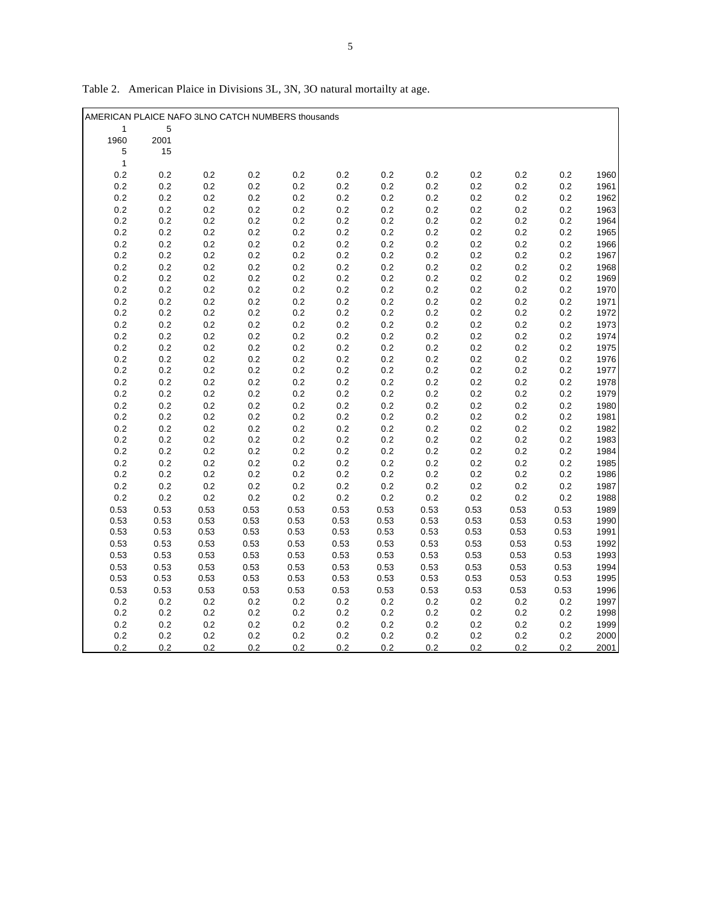Table 2. American Plaice in Divisions 3L, 3N, 3O natural mortailty at age.

| AMERICAN PLAICE NAFO 3LNO CATCH NUMBERS thousands | | | | | | | | | | | |
|---|---|---|---|---|---|---|---|---|---|---|---|
| 1 | 5 | | | | | | | | | | |
| 1960 | 2001 | | | | | | | | | | |
| 5 | 15 | | | | | | | | | | |
| 1 | | | | | | | | | | | |
| 0.2 | 0.2 | 0.2 | 0.2 | 0.2 | 0.2 | 0.2 | 0.2 | 0.2 | 0.2 | 0.2 | 1960 |
| 0.2 | 0.2 | 0.2 | 0.2 | 0.2 | 0.2 | 0.2 | 0.2 | 0.2 | 0.2 | 0.2 | 1961 |
| 0.2 | 0.2 | 0.2 | 0.2 | 0.2 | 0.2 | 0.2 | 0.2 | 0.2 | 0.2 | 0.2 | 1962 |
| 0.2 | 0.2 | 0.2 | 0.2 | 0.2 | 0.2 | 0.2 | 0.2 | 0.2 | 0.2 | 0.2 | 1963 |
| 0.2 | 0.2 | 0.2 | 0.2 | 0.2 | 0.2 | 0.2 | 0.2 | 0.2 | 0.2 | 0.2 | 1964 |
| 0.2 | 0.2 | 0.2 | 0.2 | 0.2 | 0.2 | 0.2 | 0.2 | 0.2 | 0.2 | 0.2 | 1965 |
| 0.2 | 0.2 | 0.2 | 0.2 | 0.2 | 0.2 | 0.2 | 0.2 | 0.2 | 0.2 | 0.2 | 1966 |
| 0.2 | 0.2 | 0.2 | 0.2 | 0.2 | 0.2 | 0.2 | 0.2 | 0.2 | 0.2 | 0.2 | 1967 |
| 0.2 | 0.2 | 0.2 | 0.2 | 0.2 | 0.2 | 0.2 | 0.2 | 0.2 | 0.2 | 0.2 | 1968 |
| 0.2 | 0.2 | 0.2 | 0.2 | 0.2 | 0.2 | 0.2 | 0.2 | 0.2 | 0.2 | 0.2 | 1969 |
| 0.2 | 0.2 | 0.2 | 0.2 | 0.2 | 0.2 | 0.2 | 0.2 | 0.2 | 0.2 | 0.2 | 1970 |
| 0.2 | 0.2 | 0.2 | 0.2 | 0.2 | 0.2 | 0.2 | 0.2 | 0.2 | 0.2 | 0.2 | 1971 |
| 0.2 | 0.2 | 0.2 | 0.2 | 0.2 | 0.2 | 0.2 | 0.2 | 0.2 | 0.2 | 0.2 | 1972 |
| 0.2 | 0.2 | 0.2 | 0.2 | 0.2 | 0.2 | 0.2 | 0.2 | 0.2 | 0.2 | 0.2 | 1973 |
| 0.2 | 0.2 | 0.2 | 0.2 | 0.2 | 0.2 | 0.2 | 0.2 | 0.2 | 0.2 | 0.2 | 1974 |
| 0.2 | 0.2 | 0.2 | 0.2 | 0.2 | 0.2 | 0.2 | 0.2 | 0.2 | 0.2 | 0.2 | 1975 |
| 0.2 | 0.2 | 0.2 | 0.2 | 0.2 | 0.2 | 0.2 | 0.2 | 0.2 | 0.2 | 0.2 | 1976 |
| 0.2 | 0.2 | 0.2 | 0.2 | 0.2 | 0.2 | 0.2 | 0.2 | 0.2 | 0.2 | 0.2 | 1977 |
| 0.2 | 0.2 | 0.2 | 0.2 | 0.2 | 0.2 | 0.2 | 0.2 | 0.2 | 0.2 | 0.2 | 1978 |
| 0.2 | 0.2 | 0.2 | 0.2 | 0.2 | 0.2 | 0.2 | 0.2 | 0.2 | 0.2 | 0.2 | 1979 |
| 0.2 | 0.2 | 0.2 | 0.2 | 0.2 | 0.2 | 0.2 | 0.2 | 0.2 | 0.2 | 0.2 | 1980 |
| 0.2 | 0.2 | 0.2 | 0.2 | 0.2 | 0.2 | 0.2 | 0.2 | 0.2 | 0.2 | 0.2 | 1981 |
| 0.2 | 0.2 | 0.2 | 0.2 | 0.2 | 0.2 | 0.2 | 0.2 | 0.2 | 0.2 | 0.2 | 1982 |
| 0.2 | 0.2 | 0.2 | 0.2 | 0.2 | 0.2 | 0.2 | 0.2 | 0.2 | 0.2 | 0.2 | 1983 |
| 0.2 | 0.2 | 0.2 | 0.2 | 0.2 | 0.2 | 0.2 | 0.2 | 0.2 | 0.2 | 0.2 | 1984 |
| 0.2 | 0.2 | 0.2 | 0.2 | 0.2 | 0.2 | 0.2 | 0.2 | 0.2 | 0.2 | 0.2 | 1985 |
| 0.2 | 0.2 | 0.2 | 0.2 | 0.2 | 0.2 | 0.2 | 0.2 | 0.2 | 0.2 | 0.2 | 1986 |
| 0.2 | 0.2 | 0.2 | 0.2 | 0.2 | 0.2 | 0.2 | 0.2 | 0.2 | 0.2 | 0.2 | 1987 |
| 0.2 | 0.2 | 0.2 | 0.2 | 0.2 | 0.2 | 0.2 | 0.2 | 0.2 | 0.2 | 0.2 | 1988 |
| 0.53 | 0.53 | 0.53 | 0.53 | 0.53 | 0.53 | 0.53 | 0.53 | 0.53 | 0.53 | 0.53 | 1989 |
| 0.53 | 0.53 | 0.53 | 0.53 | 0.53 | 0.53 | 0.53 | 0.53 | 0.53 | 0.53 | 0.53 | 1990 |
| 0.53 | 0.53 | 0.53 | 0.53 | 0.53 | 0.53 | 0.53 | 0.53 | 0.53 | 0.53 | 0.53 | 1991 |
| 0.53 | 0.53 | 0.53 | 0.53 | 0.53 | 0.53 | 0.53 | 0.53 | 0.53 | 0.53 | 0.53 | 1992 |
| 0.53 | 0.53 | 0.53 | 0.53 | 0.53 | 0.53 | 0.53 | 0.53 | 0.53 | 0.53 | 0.53 | 1993 |
| 0.53 | 0.53 | 0.53 | 0.53 | 0.53 | 0.53 | 0.53 | 0.53 | 0.53 | 0.53 | 0.53 | 1994 |
| 0.53 | 0.53 | 0.53 | 0.53 | 0.53 | 0.53 | 0.53 | 0.53 | 0.53 | 0.53 | 0.53 | 1995 |
| 0.53 | 0.53 | 0.53 | 0.53 | 0.53 | 0.53 | 0.53 | 0.53 | 0.53 | 0.53 | 0.53 | 1996 |
| 0.2 | 0.2 | 0.2 | 0.2 | 0.2 | 0.2 | 0.2 | 0.2 | 0.2 | 0.2 | 0.2 | 1997 |
| 0.2 | 0.2 | 0.2 | 0.2 | 0.2 | 0.2 | 0.2 | 0.2 | 0.2 | 0.2 | 0.2 | 1998 |
| 0.2 | 0.2 | 0.2 | 0.2 | 0.2 | 0.2 | 0.2 | 0.2 | 0.2 | 0.2 | 0.2 | 1999 |
| 0.2 | 0.2 | 0.2 | 0.2 | 0.2 | 0.2 | 0.2 | 0.2 | 0.2 | 0.2 | 0.2 | 2000 |
| 0.2 | 0.2 | 0.2 | 0.2 | 0.2 | 0.2 | 0.2 | 0.2 | 0.2 | 0.2 | 0.2 | 2001 |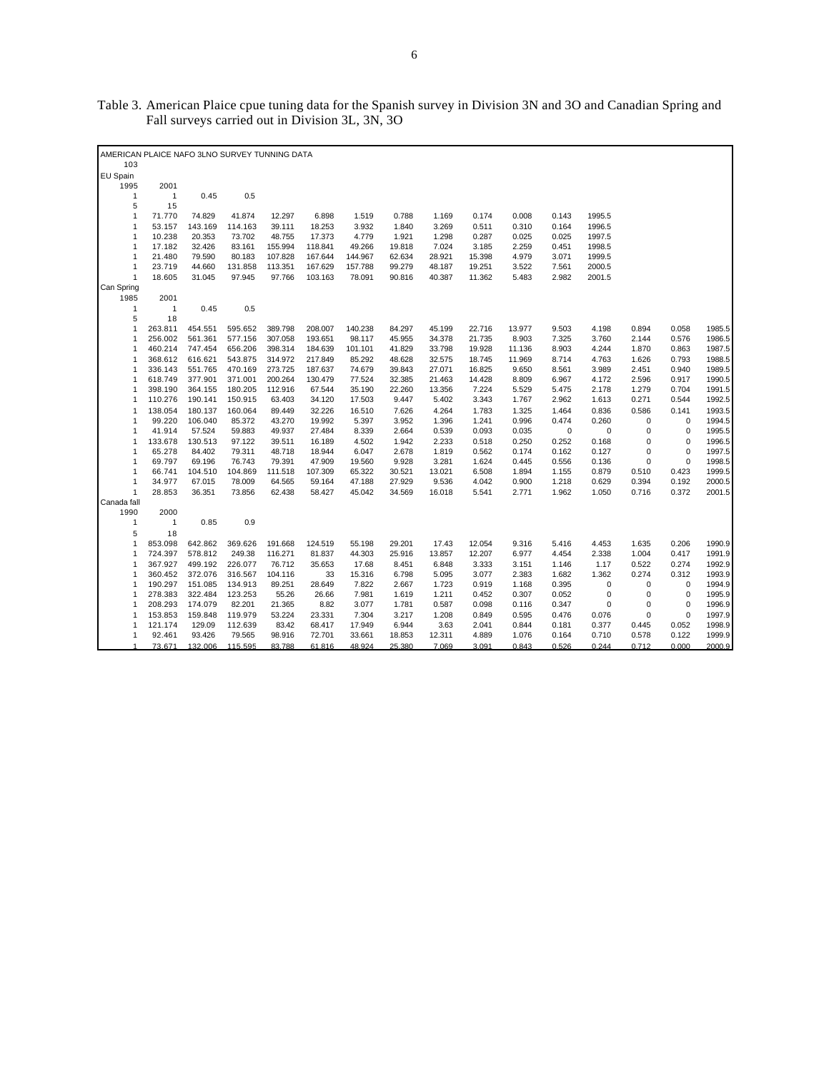Table 3. American Plaice cpue tuning data for the Spanish survey in Division 3N and 3O and Canadian Spring and Fall surveys carried out in Division 3L, 3N, 3O

| AMERICAN PLAICE NAFO 3LNO SURVEY TUNNING DATA | | | | | | | | | | | | | | | | |
|---|---|---|---|---|---|---|---|---|---|---|---|---|---|---|---|---|
| 103 | | | | | | | | | | | | | | | | |
| EU Spain | | | | | | | | | | | | | | | | |
| 1995 | 2001 | | | | | | | | | | | | | | | |
| 1 | 1 | 0.45 | 0.5 | | | | | | | | | | | | | |
| 5 | 15 | | | | | | | | | | | | | | | |
| 1 | 71.770 | 74.829 | 41.874 | 12.297 | 6.898 | 1.519 | 0.788 | 1.169 | 0.174 | 0.008 | 0.143 | 1995.5 | | | | |
| 1 | 53.157 | 143.169 | 114.163 | 39.111 | 18.253 | 3.932 | 1.840 | 3.269 | 0.511 | 0.310 | 0.164 | 1996.5 | | | | |
| 1 | 10.238 | 20.353 | 73.702 | 48.755 | 17.373 | 4.779 | 1.921 | 1.298 | 0.287 | 0.025 | 0.025 | 1997.5 | | | | |
| 1 | 17.182 | 32.426 | 83.161 | 155.994 | 118.841 | 49.266 | 19.818 | 7.024 | 3.185 | 2.259 | 0.451 | 1998.5 | | | | |
| 1 | 21.480 | 79.590 | 80.183 | 107.828 | 167.644 | 144.967 | 62.634 | 28.921 | 15.398 | 4.979 | 3.071 | 1999.5 | | | | |
| 1 | 23.719 | 44.660 | 131.858 | 113.351 | 167.629 | 157.788 | 99.279 | 48.187 | 19.251 | 3.522 | 7.561 | 2000.5 | | | | |
| 1 | 18.605 | 31.045 | 97.945 | 97.766 | 103.163 | 78.091 | 90.816 | 40.387 | 11.362 | 5.483 | 2.982 | 2001.5 | | | | |
| Can Spring | | | | | | | | | | | | | | | | |
| 1985 | 2001 | | | | | | | | | | | | | | | |
| 1 | 1 | 0.45 | 0.5 | | | | | | | | | | | | | |
| 5 | 18 | | | | | | | | | | | | | | | |
| 1 | 263.811 | 454.551 | 595.652 | 389.798 | 208.007 | 140.238 | 84.297 | 45.199 | 22.716 | 13.977 | 9.503 | 4.198 | 0.894 | 0.058 | 1985.5 | |
| 1 | 256.002 | 561.361 | 577.156 | 307.058 | 193.651 | 98.117 | 45.955 | 34.378 | 21.735 | 8.903 | 7.325 | 3.760 | 2.144 | 0.576 | 1986.5 | |
| 1 | 460.214 | 747.454 | 656.206 | 398.314 | 184.639 | 101.101 | 41.829 | 33.798 | 19.928 | 11.136 | 8.903 | 4.244 | 1.870 | 0.863 | 1987.5 | |
| 1 | 368.612 | 616.621 | 543.875 | 314.972 | 217.849 | 85.292 | 48.628 | 32.575 | 18.745 | 11.969 | 8.714 | 4.763 | 1.626 | 0.793 | 1988.5 | |
| 1 | 336.143 | 551.765 | 470.169 | 273.725 | 187.637 | 74.679 | 39.843 | 27.071 | 16.825 | 9.650 | 8.561 | 3.989 | 2.451 | 0.940 | 1989.5 | |
| 1 | 618.749 | 377.901 | 371.001 | 200.264 | 130.479 | 77.524 | 32.385 | 21.463 | 14.428 | 8.809 | 6.967 | 4.172 | 2.596 | 0.917 | 1990.5 | |
| 1 | 398.190 | 364.155 | 180.205 | 112.916 | 67.544 | 35.190 | 22.260 | 13.356 | 7.224 | 5.529 | 5.475 | 2.178 | 1.279 | 0.704 | 1991.5 | |
| 1 | 110.276 | 190.141 | 150.915 | 63.403 | 34.120 | 17.503 | 9.447 | 5.402 | 3.343 | 1.767 | 2.962 | 1.613 | 0.271 | 0.544 | 1992.5 | |
| 1 | 138.054 | 180.137 | 160.064 | 89.449 | 32.226 | 16.510 | 7.626 | 4.264 | 1.783 | 1.325 | 1.464 | 0.836 | 0.586 | 0.141 | 1993.5 | |
| 1 | 99.220 | 106.040 | 85.372 | 43.270 | 19.992 | 5.397 | 3.952 | 1.396 | 1.241 | 0.996 | 0.474 | 0.260 | 0 | 0 | 1994.5 | |
| 1 | 41.914 | 57.524 | 59.883 | 49.937 | 27.484 | 8.339 | 2.664 | 0.539 | 0.093 | 0.035 | 0 | 0 | 0 | 0 | 1995.5 | |
| 1 | 133.678 | 130.513 | 97.122 | 39.511 | 16.189 | 4.502 | 1.942 | 2.233 | 0.518 | 0.250 | 0.252 | 0.168 | 0 | 0 | 1996.5 | |
| 1 | 65.278 | 84.402 | 79.311 | 48.718 | 18.944 | 6.047 | 2.678 | 1.819 | 0.562 | 0.174 | 0.162 | 0.127 | 0 | 0 | 1997.5 | |
| 1 | 69.797 | 69.196 | 76.743 | 79.391 | 47.909 | 19.560 | 9.928 | 3.281 | 1.624 | 0.445 | 0.556 | 0.136 | 0 | 0 | 1998.5 | |
| 1 | 66.741 | 104.510 | 104.869 | 111.518 | 107.309 | 65.322 | 30.521 | 13.021 | 6.508 | 1.894 | 1.155 | 0.879 | 0.510 | 0.423 | 1999.5 | |
| 1 | 34.977 | 67.015 | 78.009 | 64.565 | 59.164 | 47.188 | 27.929 | 9.536 | 4.042 | 0.900 | 1.218 | 0.629 | 0.394 | 0.192 | 2000.5 | |
| 1 | 28.853 | 36.351 | 73.856 | 62.438 | 58.427 | 45.042 | 34.569 | 16.018 | 5.541 | 2.771 | 1.962 | 1.050 | 0.716 | 0.372 | 2001.5 | |
| Canada fall | | | | | | | | | | | | | | | | |
| 1990 | 2000 | | | | | | | | | | | | | | | |
| 1 | 1 | 0.85 | 0.9 | | | | | | | | | | | | | |
| 5 | 18 | | | | | | | | | | | | | | | |
| 1 | 853.098 | 642.862 | 369.626 | 191.668 | 124.519 | 55.198 | 29.201 | 17.43 | 12.054 | 9.316 | 5.416 | 4.453 | 1.635 | 0.206 | 1990.9 | |
| 1 | 724.397 | 578.812 | 249.38 | 116.271 | 81.837 | 44.303 | 25.916 | 13.857 | 12.207 | 6.977 | 4.454 | 2.338 | 1.004 | 0.417 | 1991.9 | |
| 1 | 367.927 | 499.192 | 226.077 | 76.712 | 35.653 | 17.68 | 8.451 | 6.848 | 3.333 | 3.151 | 1.146 | 1.17 | 0.522 | 0.274 | 1992.9 | |
| 1 | 360.452 | 372.076 | 316.567 | 104.116 | 33 | 15.316 | 6.798 | 5.095 | 3.077 | 2.383 | 1.682 | 1.362 | 0.274 | 0.312 | 1993.9 | |
| 1 | 190.297 | 151.085 | 134.913 | 89.251 | 28.649 | 7.822 | 2.667 | 1.723 | 0.919 | 1.168 | 0.395 | 0 | 0 | 0 | 1994.9 | |
| 1 | 278.383 | 322.484 | 123.253 | 55.26 | 26.66 | 7.981 | 1.619 | 1.211 | 0.452 | 0.307 | 0.052 | 0 | 0 | 0 | 1995.9 | |
| 1 | 208.293 | 174.079 | 82.201 | 21.365 | 8.82 | 3.077 | 1.781 | 0.587 | 0.098 | 0.116 | 0.347 | 0 | 0 | 0 | 1996.9 | |
| 1 | 153.853 | 159.848 | 119.979 | 53.224 | 23.331 | 7.304 | 3.217 | 1.208 | 0.849 | 0.595 | 0.476 | 0.076 | 0 | 0 | 1997.9 | |
| 1 | 121.174 | 129.09 | 112.639 | 83.42 | 68.417 | 17.949 | 6.944 | 3.63 | 2.041 | 0.844 | 0.181 | 0.377 | 0.445 | 0.052 | 1998.9 | |
| 1 | 92.461 | 93.426 | 79.565 | 98.916 | 72.701 | 33.661 | 18.853 | 12.311 | 4.889 | 1.076 | 0.164 | 0.710 | 0.578 | 0.122 | 1999.9 | |
| 1 | 73.671 | 132.006 | 115.595 | 83.788 | 61.816 | 48.924 | 25.380 | 7.069 | 3.091 | 0.843 | 0.526 | 0.244 | 0.712 | 0.000 | 2000.9 | |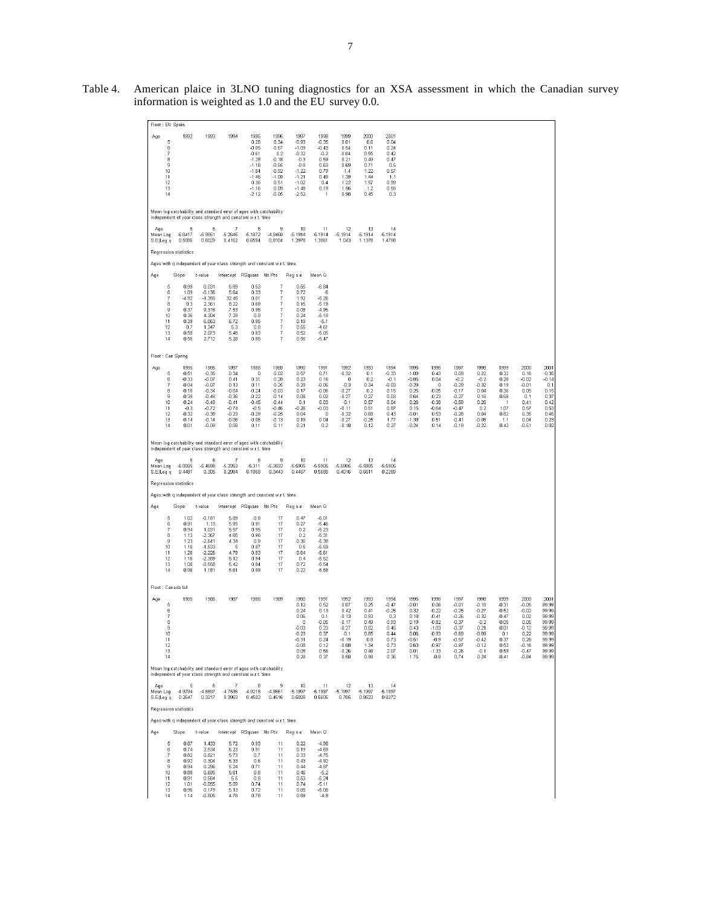Table 4. American plaice in 3LNO tuning diagnostics for an XSA assessment in which the Canadian survey information is weighted as 1.0 and the EU survey 0.0.

Fleet : EU Spain

| Age | 1992 | 1993 | 1994 | 1995 | 1996 | 1997 | 1998 | 1999 | 2000 | 2001 |
|---|---|---|---|---|---|---|---|---|---|---|
| 5 | | | | 0.28 | -0.34 | -0.93 | -0.35 | 0.01 | 0.6 | 0.04 |
| 6 | | | | -0.05 | 0.67 | -1.09 | -0.43 | 0.54 | 0.11 | 0.24 |
| 7 | | | | -0.61 | 0.2 | -0.32 | -0.2 | -0.04 | 0.55 | 0.42 |
| 8 | | | | -1.28 | -0.18 | -0.3 | 0.59 | 0.21 | 0.49 | 0.47 |
| 9 | | | | -1.18 | -0.55 | -0.8 | 0.63 | 0.69 | 0.71 | 0.5 |
| 10 | | | | -1.84 | -0.92 | -1.22 | 0.79 | 1.4 | 1.22 | 0.57 |
| 11 | | | | -1.46 | -1.09 | -1.21 | 0.49 | 1.39 | 1.44 | 1.1 |
| 12 | | | | 0.36 | 0.51 | -1.02 | 0.4 | 1.22 | 1.57 | 0.99 |
| 13 | | | | -1.16 | 0.09 | -1.48 | 0.19 | 1.56 | 1.2 | 0.55 |
| 14 | | | | -2.12 | -0.05 | -2.52 | 1 | 0.98 | 0.45 | 0.3 |

Mean log catchability and standard error of ages with catchability independent of year class strength and constant w.r.t. time

| Age | 5 | 6 | 7 | 8 | 9 | 10 | 11 | 12 | 13 | 14 |
|---|---|---|---|---|---|---|---|---|---|---|
| Mean Log | -6.8417 | -5.9951 | -5.2646 | -5.1872 | -4.9468 | -5.1914 | -5.1914 | -5.1914 | -5.1914 | -5.1914 |
| S.E(Log q) | 0.5086 | 0.6029 | 0.4162 | 0.6594 | 0.8104 | 1.2978 | 1.3061 | 1.043 | 1.1378 | 1.4798 |

Regression statistics :

Ages with q independent of year class strength and constant w.r.t. time.

| Age | Slope | t-value | Intercept | RSquare | No Pts | Reg s.e | Mean Q |
|---|---|---|---|---|---|---|---|
| 5 | 0.99 | 0.031 | 6.89 | 0.53 | 7 | 0.55 | -6.84 |
| 6 | 1.09 | -0.156 | 5.64 | 0.33 | 7 | 0.72 | -6 |
| 7 | -4.92 | -1.355 | 32.45 | 0.01 | 7 | 1.92 | -5.26 |
| 8 | 0.3 | 2.361 | 8.22 | 0.69 | 7 | 0.15 | -5.19 |
| 9 | 0.37 | 9.318 | 7.53 | 0.98 | 7 | 0.08 | -4.95 |
| 10 | 0.36 | 4.304 | 7.29 | 0.9 | 7 | 0.24 | -5.19 |
| 11 | 0.39 | 6.063 | 6.72 | 0.95 | 7 | 0.19 | -5.1 |
| 12 | 0.7 | 1.347 | 5.3 | 0.8 | 7 | 0.55 | -4.61 |
| 13 | 0.58 | 2.073 | 5.48 | 0.83 | 7 | 0.52 | -5.05 |
| 14 | 0.56 | 2.712 | 5.28 | 0.88 | 7 | 0.56 | -5.47 |

Fleet : Can Spring

| Age | 1985 | 1986 | 1987 | 1988 | 1989 | 1990 | 1991 | 1992 | 1993 | 1994 | 1995 | 1996 | 1997 | 1998 | 1999 | 2000 | 2001 |
|---|---|---|---|---|---|---|---|---|---|---|---|---|---|---|---|---|---|
| 5 | -0.51 | -0.35 | 0.34 | 0 | 0.02 | 0.57 | 0.71 | -0.32 | 0.1 | -0.33 | -1.09 | 0.43 | 0.09 | 0.22 | 0.32 | 0.16 | -0.36 |
| 6 | -0.33 | -0.07 | 0.41 | 0.31 | 0.28 | 0.23 | 0.16 | 0 | 0.2 | -0.1 | -0.85 | 0.04 | -0.2 | -0.2 | 0.28 | -0.02 | -0.14 |
| 7 | -0.04 | -0.07 | 0.13 | 0.11 | 0.26 | 0.29 | -0.05 | -0.3 | 0.34 | -0.03 | -0.29 | 0 | -0.29 | -0.32 | 0.19 | -0.01 | 0.1 |
| 8 | -0.18 | -0.34 | -0.04 | -0.24 | -0.03 | 0.17 | -0.06 | -0.27 | 0.2 | 0.15 | 0.25 | -0.05 | -0.17 | 0.04 | 0.36 | 0.05 | 0.15 |
| 9 | -0.39 | -0.48 | -0.36 | -0.22 | -0.14 | 0.08 | 0.02 | -0.27 | 0.27 | 0.03 | 0.64 | -0.23 | -0.27 | 0.16 | 0.68 | 0.1 | 0.37 |
| 10 | -0.24 | -0.49 | -0.41 | -0.45 | -0.44 | 0.1 | 0.03 | -0.1 | 0.57 | 0.04 | 0.26 | -0.38 | -0.59 | 0.26 | 1 | 0.41 | 0.42 |
| 11 | -0.3 | -0.72 | -0.74 | -0.5 | -0.46 | -0.26 | -0.03 | -0.11 | 0.51 | 0.67 | 0.15 | -0.64 | -0.47 | 0.2 | 1.07 | 0.57 | 0.53 |
| 12 | -0.32 | -0.38 | -0.23 | -0.29 | -0.25 | 0.04 | 0 | -0.32 | 0.68 | 0.43 | -0.01 | 0.53 | -0.28 | 0.04 | 0.82 | 0.35 | 0.48 |
| 13 | -0.14 | -0.14 | -0.06 | -0.06 | -0.13 | 0.19 | 0.04 | -0.27 | -0.25 | 1.77 | -1.39 | 0.51 | -0.41 | -0.08 | 1.1 | 0.04 | 0.23 |
| 14 | 0.01 | -0.09 | 0.08 | 0.11 | 0.11 | 0.21 | 0.2 | -0.18 | 0.12 | 0.27 | -0.24 | 0.14 | -0.19 | -0.22 | 0.42 | -0.51 | 0.02 |

Mean log catchability and standard error of ages with catchability independent of year class strength and constant w.r.t. time

| Age | 5 | 6 | 7 | 8 | 9 | 10 | 11 | 12 | 13 | 14 |
|---|---|---|---|---|---|---|---|---|---|---|
| Mean Log | -6.0085 | -5.4598 | -5.2263 | -5.311 | -5.3832 | -5.5905 | -5.5905 | -5.5905 | -5.5905 | -5.5905 |
| S.E(Log q) | 0.4481 | 0.305 | 0.2094 | 0.1968 | 0.3443 | 0.4467 | 0.5688 | 0.4016 | 0.6611 | 0.2289 |

Regression statistics :

Ages with q independent of year class strength and constant w.r.t. time.

| Age | Slope | t-value | Intercept | RSquare | No Pts | Reg s.e | Mean Q |
|---|---|---|---|---|---|---|---|
| 5 | 1.02 | -0.181 | 5.89 | 0.8 | 17 | 0.47 | -6.01 |
| 6 | 0.91 | 1.13 | 5.95 | 0.91 | 17 | 0.27 | -5.46 |
| 7 | 0.94 | 1.031 | 5.57 | 0.95 | 17 | 0.2 | -5.23 |
| 8 | 1.13 | -2.367 | 4.65 | 0.96 | 17 | 0.2 | -5.31 |
| 9 | 1.23 | -2.641 | 4.34 | 0.9 | 17 | 0.36 | -5.38 |
| 10 | 1.16 | -1.533 | 5 | 0.87 | 17 | 0.5 | -5.59 |
| 11 | 1.26 | -2.226 | 4.79 | 0.83 | 17 | 0.64 | -5.61 |
| 12 | 1.15 | -2.369 | 5.12 | 0.94 | 17 | 0.4 | -5.52 |
| 13 | 1.06 | -0.558 | 5.42 | 0.84 | 17 | 0.72 | -5.54 |
| 14 | 0.96 | 1.181 | 5.61 | 0.99 | 17 | 0.22 | -5.58 |

Fleet : Canada fall

| Age | 1985 | 1986 | 1987 | 1988 | 1989 | 1990 | 1991 | 1992 | 1993 | 1994 | 1995 | 1996 | 1997 | 1998 | 1999 | 2000 | 2001 |
|---|---|---|---|---|---|---|---|---|---|---|---|---|---|---|---|---|---|
| 5 | | | | | | 0.12 | 0.52 | 0.07 | 0.25 | -0.47 | -0.01 | 0.06 | -0.01 | -0.18 | -0.31 | -0.05 | 99.99 |
| 6 | | | | | | 0.24 | 0.13 | 0.42 | 0.41 | -0.25 | 0.32 | -0.22 | -0.25 | -0.27 | -0.52 | -0.02 | 99.99 |
| 7 | | | | | | 0.06 | 0.1 | -0.13 | 0.93 | 0.3 | 0.18 | -0.41 | -0.26 | -0.32 | -0.47 | 0.02 | 99.99 |
| 8 | | | | | | 0 | -0.05 | -0.17 | 0.49 | 0.83 | 0.19 | -0.82 | -0.37 | -0.2 | -0.06 | 0.06 | 99.99 |
| 9 | | | | | | -0.03 | 0.23 | -0.27 | 0.52 | 0.45 | 0.43 | -1.03 | -0.37 | 0.21 | -0.01 | -0.12 | 99.99 |
| 10 | | | | | | -0.23 | 0.37 | -0.1 | 0.85 | 0.44 | 0.06 | -0.93 | -0.69 | -0.09 | 0.1 | 0.22 | 99.99 |
| 11 | | | | | | -0.31 | 0.24 | -0.19 | 0.8 | 0.73 | -0.51 | -0.9 | -0.57 | -0.42 | 0.37 | 0.26 | 99.99 |
| 12 | | | | | | -0.08 | 0.12 | -0.08 | 1.34 | 0.73 | 0.63 | -0.97 | -0.87 | -0.12 | 0.53 | -0.16 | 99.99 |
| 13 | | | | | | 0.05 | 0.56 | -0.26 | 0.48 | 2.07 | 0.01 | -1.33 | -0.26 | -0.1 | 0.59 | -0.47 | 99.99 |
| 14 | | | | | | 0.28 | 0.37 | 0.58 | 0.98 | 0.36 | 1.75 | -0.8 | 0.74 | 0.24 | -0.41 | -0.84 | 99.99 |

Mean log catchability and standard error of ages with catchability independent of year class strength and constant w.r.t. time

| Age | 5 | 6 | 7 | 8 | 9 | 10 | 11 | 12 | 13 | 14 |
|---|---|---|---|---|---|---|---|---|---|---|
| Mean Log | -4.9794 | -4.6897 | -4.7536 | -4.9218 | -4.9661 | -5.1997 | -5.1997 | -5.1997 | -5.1997 | -5.1997 |
| S.E(Log q) | 0.2647 | 0.3217 | 0.3963 | 0.4502 | 0.4516 | 0.5028 | 0.5605 | 0.705 | 0.8623 | 0.8272 |

Regression statistics :

Ages with q independent of year class strength and constant w.r.t. time.

| Age | Slope | t-value | Intercept | RSquare | No Pts | Reg s.e | Mean Q |
|---|---|---|---|---|---|---|---|
| 5 | 0.87 | 1.433 | 5.72 | 0.93 | 11 | 0.22 | -4.98 |
| 6 | 0.74 | 2.534 | 6.23 | 0.91 | 11 | 0.19 | -4.69 |
| 7 | 0.82 | 0.821 | 5.73 | 0.7 | 11 | 0.33 | -4.75 |
| 8 | 0.92 | 0.304 | 5.33 | 0.6 | 11 | 0.43 | -4.92 |
| 9 | 0.94 | 0.296 | 5.24 | 0.71 | 11 | 0.43 | -4.97 |
| 10 | 0.88 | 0.695 | 5.61 | 0.8 | 11 | 0.46 | -5.2 |
| 11 | 0.91 | 0.564 | 5.5 | 0.8 | 11 | 0.53 | -5.24 |
| 12 | 1.01 | -0.055 | 5.09 | 0.74 | 11 | 0.74 | -5.11 |
| 13 | 0.96 | 0.179 | 5.13 | 0.72 | 11 | 0.85 | -5.08 |
| 14 | 1.14 | -0.805 | 4.78 | 0.78 | 11 | 0.89 | -4.9 |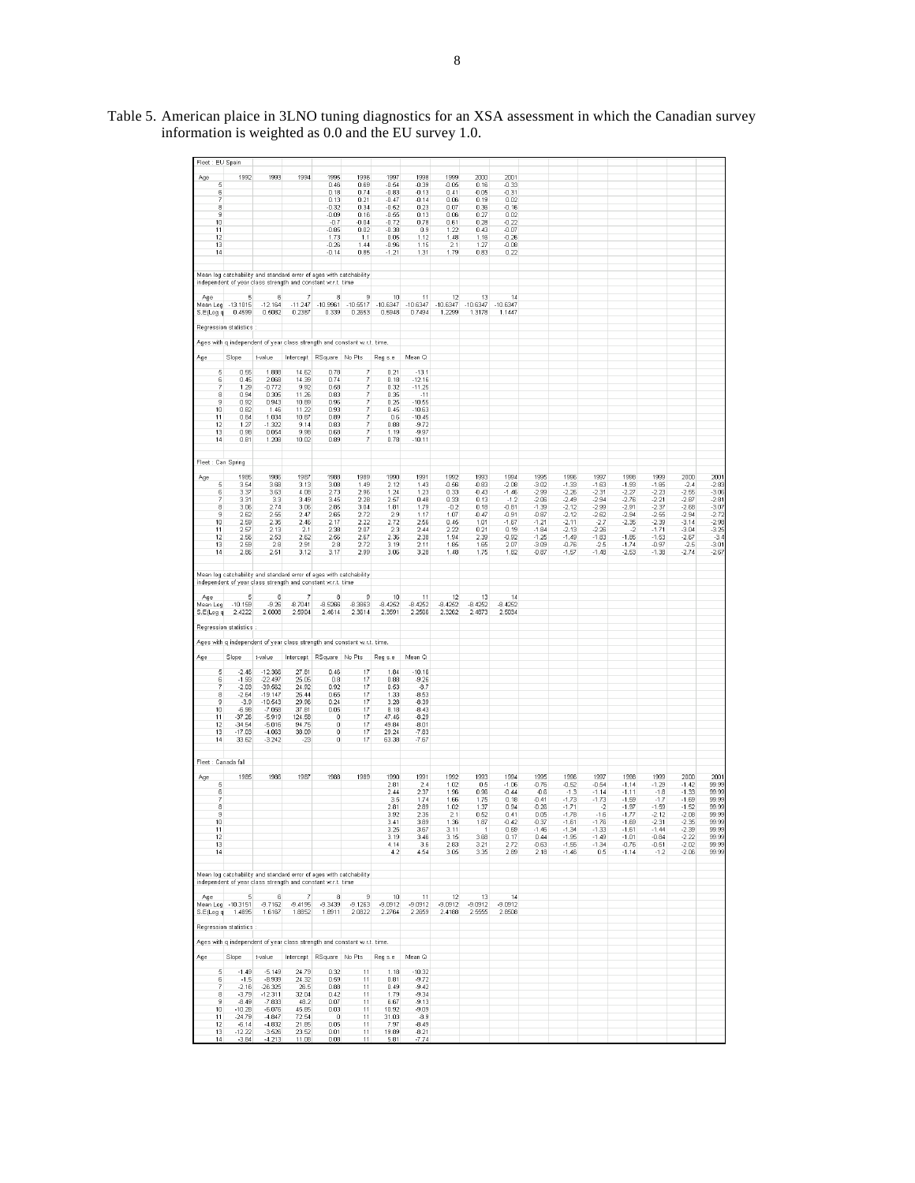Table 5. American plaice in 3LNO tuning diagnostics for an XSA assessment in which the Canadian survey information is weighted as 0.0 and the EU survey 1.0.

Fleet : EU Spain

| Age | 1992 | 1993 | 1994 | 1995 | 1996 | 1997 | 1998 | 1999 | 2000 | 2001 |
|---|---|---|---|---|---|---|---|---|---|---|
| 5 | | | | 0.46 | 0.69 | -0.54 | -0.39 | -0.05 | 0.16 | -0.33 |
| 6 | | | | 0.18 | 0.74 | -0.83 | -0.13 | 0.41 | -0.05 | -0.31 |
| 7 | | | | 0.13 | 0.21 | -0.47 | -0.14 | 0.06 | 0.19 | 0.02 |
| 8 | | | | -0.32 | 0.34 | -0.52 | 0.23 | 0.07 | 0.36 | -0.16 |
| 9 | | | | -0.09 | 0.16 | -0.55 | 0.13 | 0.06 | 0.27 | 0.02 |
| 10 | | | | -0.7 | -0.04 | -0.72 | 0.78 | 0.61 | 0.28 | -0.22 |
| 11 | | | | -0.85 | 0.02 | -0.38 | 0.9 | 1.22 | 0.43 | -0.07 |
| 12 | | | | 1.73 | 1.1 | 0.05 | 1.12 | 1.48 | 1.16 | -0.26 |
| 13 | | | | -0.26 | 1.44 | -0.96 | 1.15 | 2.1 | 1.27 | -0.08 |
| 14 | | | | -0.14 | 0.85 | -1.21 | 1.31 | 1.79 | 0.83 | 0.22 |

Mean log catchability and standard error of ages with catchability independent of year class strength and constant w.r.t. time

| Age | 5 | 6 | 7 | 8 | 9 | 10 | 11 | 12 | 13 | 14 |
|---|---|---|---|---|---|---|---|---|---|---|
| Mean Log | -13.1015 | -12.164 | -11.247 | -10.9961 | -10.5517 | -10.6347 | -10.6347 | -10.6347 | -10.6347 | -10.6347 |
| S.E(Log q | 0.4599 | 0.6082 | 0.2387 | 0.339 | 0.2653 | 0.5948 | 0.7494 | 1.2299 | 1.3178 | 1.1447 |

Regression statistics :

Ages with q independent of year class strength and constant w.r.t. time.

| Age | Slope | t-value | Intercept | RSquare | No Pts | Reg s.e | Mean Q |
|---|---|---|---|---|---|---|---|
| 5 | 0.55 | 1.888 | 14.62 | 0.78 | 7 | 0.21 | -13.1 |
| 6 | 0.45 | 2.068 | 14.39 | 0.74 | 7 | 0.18 | -12.16 |
| 7 | 1.29 | -0.772 | 9.92 | 0.68 | 7 | 0.32 | -11.25 |
| 8 | 0.94 | 0.306 | 11.26 | 0.83 | 7 | 0.35 | -11 |
| 9 | 0.92 | 0.943 | 10.69 | 0.96 | 7 | 0.25 | -10.55 |
| 10 | 0.82 | 1.46 | 11.22 | 0.93 | 7 | 0.45 | -10.63 |
| 11 | 0.84 | 1.034 | 10.87 | 0.89 | 7 | 0.6 | -10.45 |
| 12 | 1.27 | -1.322 | 9.14 | 0.83 | 7 | 0.88 | -9.72 |
| 13 | 0.98 | 0.054 | 9.98 | 0.68 | 7 | 1.19 | -9.97 |
| 14 | 0.81 | 1.208 | 10.02 | 0.89 | 7 | 0.79 | -10.11 |

Fleet : Can Spring

| Age | 1985 | 1986 | 1987 | 1988 | 1989 | 1990 | 1991 | 1992 | 1993 | 1994 | 1995 | 1996 | 1997 | 1998 | 1999 | 2000 | 2001 |
|---|---|---|---|---|---|---|---|---|---|---|---|---|---|---|---|---|---|
| 5 | 3.54 | 3.68 | 3.13 | 3.09 | 1.49 | 2.12 | 1.43 | -0.56 | -0.93 | -2.08 | -3.02 | -1.39 | -1.63 | -1.59 | -1.85 | -2.4 | -2.89 |
| 6 | 3.37 | 3.63 | 4.08 | 2.73 | 2.96 | 1.24 | 1.23 | 0.33 | -0.43 | -1.46 | -2.99 | -2.26 | -2.31 | -2.27 | -2.23 | -2.55 | -3.06 |
| 7 | 3.31 | 3.3 | 3.49 | 3.45 | 2.28 | 2.57 | 0.48 | 0.33 | 0.13 | -1.2 | -2.06 | -2.49 | -2.94 | -2.76 | -2.21 | -2.67 | -2.81 |
| 8 | 3.06 | 2.74 | 3.06 | 2.85 | 3.04 | 1.81 | 1.79 | -0.2 | 0.18 | -0.81 | -1.39 | -2.12 | -2.99 | -2.91 | -2.37 | -2.68 | -3.07 |
| 9 | 2.62 | 2.55 | 2.47 | 2.65 | 2.72 | 2.9 | 1.17 | 1.07 | -0.47 | -0.91 | -0.87 | -2.12 | -2.62 | -2.94 | -2.55 | -2.94 | -2.72 |
| 10 | 2.59 | 2.35 | 2.46 | 2.17 | 2.22 | 2.72 | 2.56 | 0.45 | 1.01 | -1.67 | -1.21 | -2.11 | -2.7 | -2.35 | -2.39 | -3.14 | -2.96 |
| 11 | 2.57 | 2.13 | 2.1 | 2.38 | 2.07 | 2.3 | 2.44 | 2.22 | 0.21 | 0.19 | -1.84 | -2.13 | -2.26 | -2 | -1.71 | -3.04 | -3.25 |
| 12 | 2.56 | 2.53 | 2.62 | 2.66 | 2.67 | 2.36 | 2.38 | 1.94 | 2.39 | -0.92 | -1.25 | -1.49 | -1.83 | -1.85 | -1.53 | -2.67 | -3.4 |
| 13 | 2.59 | 2.8 | 2.91 | 2.8 | 2.72 | 3.19 | 2.11 | 1.65 | 1.65 | 2.07 | -3.09 | -0.76 | -2.5 | -1.74 | -0.97 | -2.5 | -3.01 |
| 14 | 2.86 | 2.51 | 3.12 | 3.17 | 2.99 | 3.06 | 3.28 | 1.48 | 1.75 | 1.82 | -0.87 | -1.57 | -1.48 | -2.53 | -1.38 | -2.74 | -2.67 |

Mean log catchability and standard error of ages with catchability independent of year class strength and constant w.r.t. time

| Age | 5 | 6 | 7 | 8 | 9 | 10 | 11 | 12 | 13 | 14 |
|---|---|---|---|---|---|---|---|---|---|---|
| Mean Log | -10.159 | -9.26 | -8.7041 | -8.5266 | -8.3863 | -8.4252 | -8.4252 | -8.4252 | -8.4252 | -8.4252 |
| S.E(Log q | 2.4222 | 2.6008 | 2.5304 | 2.4614 | 2.3614 | 2.3591 | 2.2586 | 2.3262 | 2.4573 | 2.5034 |

Regression statistics :

Ages with q independent of year class strength and constant w.r.t. time.

| Age | Slope | t-value | Intercept | RSquare | No Pts | Reg s.e | Mean Q |
|---|---|---|---|---|---|---|---|
| 5 | -2.46 | -12.368 | 27.81 | 0.46 | 17 | 1.84 | -10.16 |
| 6 | -1.93 | -22.497 | 25.05 | 0.8 | 17 | 0.88 | -9.26 |
| 7 | -2.03 | -39.652 | 24.92 | 0.92 | 17 | 0.63 | -8.7 |
| 8 | -2.64 | -19.147 | 25.44 | 0.65 | 17 | 1.33 | -8.53 |
| 9 | -3.9 | -10.643 | 29.96 | 0.24 | 17 | 3.28 | -8.39 |
| 10 | -6.96 | -7.058 | 37.61 | 0.05 | 17 | 8.18 | -8.43 |
| 11 | -37.26 | -5.919 | 124.58 | 0 | 17 | 47.46 | -8.29 |
| 12 | -34.54 | -5.016 | 94.75 | 0 | 17 | 49.84 | -8.01 |
| 13 | -17.03 | -4.063 | 38.09 | 0 | 17 | 29.24 | -7.83 |
| 14 | 33.52 | -3.242 | -23 | 0 | 17 | 63.38 | -7.67 |

Fleet : Canada fall

| Age | 1985 | 1986 | 1987 | 1988 | 1989 | 1990 | 1991 | 1992 | 1993 | 1994 | 1995 | 1996 | 1997 | 1998 | 1999 | 2000 | 2001 |
|---|---|---|---|---|---|---|---|---|---|---|---|---|---|---|---|---|---|
| 5 | | | | | | 2.81 | 2.4 | 1.02 | 0.5 | -1.06 | -0.76 | -0.52 | -0.54 | -1.14 | -1.29 | -1.42 | 99.99 |
| 6 | | | | | | 2.44 | 2.37 | 1.96 | 0.98 | -0.44 | -0.6 | -1.3 | -1.14 | -1.11 | -1.8 | -1.33 | 99.99 |
| 7 | | | | | | 3.5 | 1.74 | 1.66 | 1.75 | 0.18 | -0.41 | -1.73 | -1.73 | -1.59 | -1.7 | -1.69 | 99.99 |
| 8 | | | | | | 2.81 | 2.89 | 1.02 | 1.37 | 0.94 | -0.26 | -1.71 | -2 | -1.97 | -1.59 | -1.52 | 99.99 |
| 9 | | | | | | 3.92 | 2.35 | 2.1 | 0.52 | 0.41 | 0.05 | -1.78 | -1.6 | -1.77 | -2.12 | -2.08 | 99.99 |
| 10 | | | | | | 3.41 | 3.89 | 1.36 | 1.67 | -0.42 | -0.37 | -1.61 | -1.76 | -1.69 | -2.31 | -2.35 | 99.99 |
| 11 | | | | | | 3.25 | 3.67 | 3.11 | 1 | 0.69 | -1.46 | -1.34 | -1.33 | -1.61 | -1.44 | -2.39 | 99.99 |
| 12 | | | | | | 3.19 | 3.46 | 3.15 | 3.68 | 0.17 | 0.44 | -1.95 | -1.49 | -1.01 | -0.84 | -2.22 | 99.99 |
| 13 | | | | | | 4.14 | 3.6 | 2.63 | 3.21 | 2.72 | -0.63 | -1.55 | -1.34 | -0.76 | -0.51 | -2.02 | 99.99 |
| 14 | | | | | | 4.2 | 4.54 | 3.05 | 3.35 | 2.89 | 2.18 | -1.46 | 0.5 | -1.14 | -1.2 | -2.06 | 99.99 |

Mean log catchability and standard error of ages with catchability independent of year class strength and constant w.r.t. time

| Age | 5 | 6 | 7 | 8 | 9 | 10 | 11 | 12 | 13 | 14 |
|---|---|---|---|---|---|---|---|---|---|---|
| Mean Log | -10.3151 | -9.7162 | -9.4195 | -9.3439 | -9.1263 | -9.0912 | -9.0912 | -9.0912 | -9.0912 | -9.0912 |
| S.E(Log q | 1.4895 | 1.6167 | 1.8852 | 1.8911 | 2.0822 | 2.2764 | 2.2859 | 2.4168 | 2.5555 | 2.8508 |

Regression statistics :

Ages with q independent of year class strength and constant w.r.t. time.

| Age | Slope | t-value | Intercept | RSquare | No Pts | Reg s.e | Mean Q |
|---|---|---|---|---|---|---|---|
| 5 | -1.48 | -5.149 | 24.79 | 0.32 | 11 | 1.18 | -10.32 |
| 6 | -1.5 | -8.939 | 24.32 | 0.59 | 11 | 0.81 | -9.72 |
| 7 | -2.16 | -26.325 | 26.5 | 0.88 | 11 | 0.49 | -9.42 |
| 8 | -3.79 | -12.311 | 32.04 | 0.42 | 11 | 1.79 | -9.34 |
| 9 | -8.49 | -7.833 | 48.2 | 0.07 | 11 | 6.67 | -9.13 |
| 10 | -10.28 | -6.076 | 45.65 | 0.03 | 11 | 10.92 | -9.09 |
| 11 | -24.79 | -4.847 | 72.54 | 0 | 11 | 31.03 | -8.9 |
| 12 | -5.14 | -4.832 | 21.65 | 0.05 | 11 | 7.97 | -8.49 |
| 13 | -12.22 | -3.626 | 23.52 | 0.01 | 11 | 19.89 | -8.21 |
| 14 | -3.84 | -4.213 | 11.08 | 0.08 | 11 | 5.81 | -7.74 |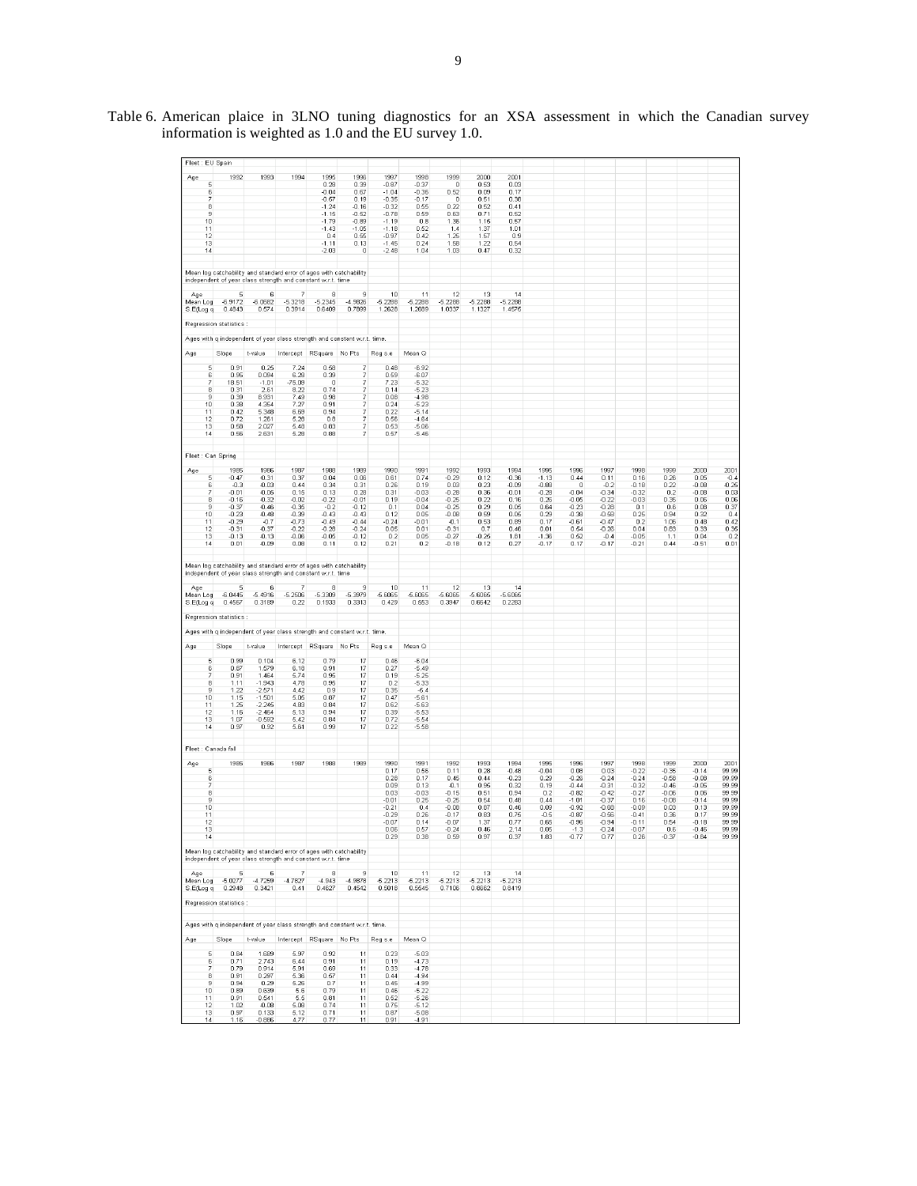Table 6. American plaice in 3LNO tuning diagnostics for an XSA assessment in which the Canadian survey information is weighted as 1.0 and the EU survey 1.0.

Fleet : EU Spain

| Age | 1992 | 1993 | 1994 | 1995 | 1996 | 1997 | 1998 | 1999 | 2000 | 2001 |
|---|---|---|---|---|---|---|---|---|---|---|
| 5 | | | | 0.29 | 0.39 | -0.87 | -0.37 | 0 | 0.53 | 0.03 |
| 6 | | | | -0.04 | 0.67 | -1.04 | -0.36 | 0.52 | 0.09 | 0.17 |
| 7 | | | | -0.67 | 0.19 | -0.35 | -0.17 | 0 | 0.51 | 0.38 |
| 8 | | | | -1.24 | -0.16 | -0.32 | 0.55 | 0.22 | 0.52 | 0.41 |
| 9 | | | | -1.15 | -0.52 | -0.78 | 0.59 | 0.63 | 0.71 | 0.52 |
| 10 | | | | -1.79 | -0.89 | -1.19 | 0.8 | 1.36 | 1.15 | 0.57 |
| 11 | | | | -1.43 | -1.05 | -1.18 | 0.52 | 1.4 | 1.37 | 1.01 |
| 12 | | | | 0.4 | 0.55 | -0.97 | 0.42 | 1.25 | 1.57 | 0.9 |
| 13 | | | | -1.11 | 0.13 | -1.45 | 0.24 | 1.58 | 1.22 | 0.54 |
| 14 | | | | -2.03 | 0 | -2.48 | 1.04 | 1.03 | 0.47 | 0.32 |

Mean log catchability and standard error of ages with catchability independent of year class strength and constant w.r.t. time

| Age | 5 | 6 | 7 | 8 | 9 | 10 | 11 | 12 | 13 | 14 |
|---|---|---|---|---|---|---|---|---|---|---|
| Mean Log | -6.9172 | -6.0662 | -5.3218 | -5.2345 | -4.9826 | -5.2288 | -5.2288 | -5.2288 | -5.2288 | -5.2288 |
| S.E(Log q | 0.4843 | 0.574 | 0.3914 | 0.6409 | 0.7899 | 1.2628 | 1.2689 | 1.0037 | 1.1327 | 1.4576 |

Regression statistics :

Ages with q independent of year class strength and constant w.r.t. time.

| Age | Slope | t-value | Intercept | RSquare | No Pts | Reg s.e | Mean Q |
|---|---|---|---|---|---|---|---|
| 5 | 0.91 | 0.25 | 7.24 | 0.58 | 7 | 0.48 | -6.92 |
| 6 | 0.95 | 0.064 | 6.29 | 0.39 | 7 | 0.59 | -6.07 |
| 7 | 18.51 | -1.01 | -75.09 | 0 | 7 | 7.23 | -5.32 |
| 8 | 0.91 | 2.61 | 6.22 | 0.74 | 7 | 0.14 | -5.23 |
| 9 | 0.39 | 6.931 | 7.49 | 0.96 | 7 | 0.08 | -4.98 |
| 10 | 0.38 | 4.354 | 7.27 | 0.91 | 7 | 0.24 | -5.23 |
| 11 | 0.42 | 5.348 | 6.69 | 0.94 | 7 | 0.22 | -5.14 |
| 12 | 0.72 | 1.261 | 5.26 | 0.8 | 7 | 0.56 | -4.84 |
| 13 | 0.58 | 2.027 | 5.48 | 0.83 | 7 | 0.53 | -5.06 |
| 14 | 0.56 | 2.631 | 5.28 | 0.88 | 7 | 0.57 | -5.46 |

Fleet : Can Spring

| Age | 1985 | 1986 | 1987 | 1988 | 1989 | 1990 | 1991 | 1992 | 1993 | 1994 | 1995 | 1996 | 1997 | 1998 | 1999 | 2000 | 2001 |
|---|---|---|---|---|---|---|---|---|---|---|---|---|---|---|---|---|---|
| 5 | -0.47 | -0.31 | 0.37 | 0.04 | 0.06 | 0.61 | 0.74 | -0.29 | 0.12 | -0.36 | -1.13 | 0.44 | 0.11 | 0.16 | 0.26 | 0.05 | -0.4 |
| 6 | -0.3 | -0.03 | 0.44 | 0.34 | 0.31 | 0.26 | 0.19 | 0.03 | 0.23 | -0.09 | -0.89 | 0 | -0.2 | -0.19 | 0.22 | -0.08 | -0.25 |
| 7 | -0.01 | -0.05 | 0.15 | 0.13 | 0.28 | 0.31 | -0.03 | -0.28 | 0.36 | -0.01 | -0.28 | -0.04 | -0.34 | -0.32 | 0.2 | -0.08 | 0.03 |
| 8 | -0.16 | -0.32 | -0.02 | -0.22 | -0.01 | 0.19 | -0.04 | -0.25 | 0.22 | 0.16 | 0.26 | -0.05 | -0.22 | -0.03 | 0.35 | 0.06 | 0.06 |
| 9 | -0.37 | -0.46 | -0.35 | -0.2 | -0.12 | 0.1 | 0.04 | -0.25 | 0.29 | 0.05 | 0.64 | -0.23 | -0.28 | 0.1 | 0.6 | 0.08 | 0.37 |
| 10 | -0.23 | -0.48 | -0.39 | -0.43 | -0.43 | 0.12 | 0.05 | -0.08 | 0.59 | 0.05 | 0.29 | -0.38 | -0.59 | 0.25 | 0.94 | 0.32 | 0.4 |
| 11 | -0.29 | -0.7 | -0.73 | -0.49 | -0.44 | -0.24 | -0.01 | -0.1 | 0.53 | 0.89 | 0.17 | -0.61 | -0.47 | 0.2 | 1.06 | 0.48 | 0.42 |
| 12 | -0.31 | -0.37 | -0.22 | -0.28 | -0.24 | 0.05 | 0.01 | -0.31 | 0.7 | 0.46 | 0.01 | 0.64 | -0.36 | 0.04 | 0.63 | 0.33 | 0.35 |
| 13 | -0.13 | -0.13 | -0.06 | -0.05 | -0.12 | 0.2 | 0.05 | -0.27 | -0.25 | 1.81 | -1.36 | 0.62 | -0.4 | -0.05 | 1.1 | 0.04 | 0.2 |
| 14 | 0.01 | -0.09 | 0.08 | 0.11 | 0.12 | 0.21 | 0.2 | -0.18 | 0.12 | 0.27 | -0.17 | 0.17 | -0.17 | -0.21 | 0.44 | -0.51 | 0.01 |

Mean log catchability and standard error of ages with catchability independent of year class strength and constant w.r.t. time

| Age | 5 | 6 | 7 | 8 | 9 | 10 | 11 | 12 | 13 | 14 |
|---|---|---|---|---|---|---|---|---|---|---|
| Mean Log | -6.0445 | -5.4916 | -5.2506 | -5.3309 | -5.3979 | -5.6065 | -5.6065 | -5.6065 | -5.6065 | -5.6065 |
| S.E(Log q | 0.4567 | 0.3189 | 0.22 | 0.1933 | 0.3313 | 0.429 | 0.553 | 0.3947 | 0.6642 | 0.2283 |

Regression statistics :

Ages with q independent of year class strength and constant w.r.t. time.

| Age | Slope | t-value | Intercept | RSquare | No Pts | Reg s.e | Mean Q |
|---|---|---|---|---|---|---|---|
| 5 | 0.99 | 0.104 | 6.12 | 0.79 | 17 | 0.48 | -6.04 |
| 6 | 0.87 | 1.579 | 6.18 | 0.91 | 17 | 0.27 | -5.49 |
| 7 | 0.91 | 1.464 | 5.74 | 0.96 | 17 | 0.19 | -5.25 |
| 8 | 1.11 | -1.943 | 4.78 | 0.95 | 17 | 0.2 | -5.33 |
| 9 | 1.22 | -2.571 | 4.42 | 0.9 | 17 | 0.35 | -5.4 |
| 10 | 1.15 | -1.501 | 5.05 | 0.87 | 17 | 0.47 | -5.61 |
| 11 | 1.25 | -2.245 | 4.83 | 0.84 | 17 | 0.52 | -5.63 |
| 12 | 1.16 | -2.464 | 5.13 | 0.94 | 17 | 0.39 | -5.53 |
| 13 | 1.07 | -0.592 | 5.42 | 0.84 | 17 | 0.72 | -5.54 |
| 14 | 0.97 | 0.92 | 5.61 | 0.99 | 17 | 0.22 | -5.58 |

Fleet : Canada fall

| Age | 1985 | 1986 | 1987 | 1988 | 1989 | 1990 | 1991 | 1992 | 1993 | 1994 | 1995 | 1996 | 1997 | 1998 | 1999 | 2000 | 2001 |
|---|---|---|---|---|---|---|---|---|---|---|---|---|---|---|---|---|---|
| 5 | | | | | | 0.17 | 0.56 | 0.11 | 0.28 | -0.48 | -0.04 | 0.08 | 0.03 | -0.22 | -0.35 | -0.14 | 99.99 |
| 6 | | | | | | 0.28 | 0.17 | 0.45 | 0.44 | -0.23 | 0.29 | -0.26 | -0.24 | -0.24 | -0.58 | -0.08 | 99.99 |
| 7 | | | | | | 0.09 | 0.13 | -0.1 | 0.95 | 0.32 | 0.19 | -0.44 | -0.31 | -0.32 | -0.46 | -0.05 | 99.99 |
| 8 | | | | | | 0.03 | -0.03 | -0.15 | 0.51 | 0.94 | 0.2 | -0.82 | -0.42 | -0.27 | -0.06 | 0.06 | 99.99 |
| 9 | | | | | | -0.01 | 0.25 | -0.25 | 0.54 | 0.48 | 0.44 | -1.01 | -0.37 | 0.16 | -0.08 | -0.14 | 99.99 |
| 10 | | | | | | -0.21 | 0.4 | -0.08 | 0.67 | 0.46 | 0.09 | -0.92 | -0.68 | -0.09 | 0.03 | 0.13 | 99.99 |
| 11 | | | | | | -0.29 | 0.26 | -0.17 | 0.83 | 0.75 | -0.5 | -0.87 | -0.65 | -0.41 | 0.36 | 0.17 | 99.99 |
| 12 | | | | | | -0.07 | 0.14 | -0.07 | 1.37 | 0.77 | 0.65 | -0.95 | -0.94 | -0.11 | 0.54 | -0.18 | 99.99 |
| 13 | | | | | | 0.06 | 0.57 | -0.24 | 0.46 | 2.14 | 0.05 | -1.3 | -0.24 | -0.07 | 0.6 | -0.46 | 99.99 |
| 14 | | | | | | 0.29 | 0.38 | 0.59 | 0.97 | 0.37 | 1.83 | -0.77 | 0.77 | 0.26 | -0.37 | -0.84 | 99.99 |

Mean log catchability and standard error of ages with catchability independent of year class strength and constant w.r.t. time

| Age | 5 | 6 | 7 | 8 | 9 | 10 | 11 | 12 | 13 | 14 |
|---|---|---|---|---|---|---|---|---|---|---|
| Mean Log | -5.0277 | -4.7259 | -4.7827 | -4.943 | -4.9878 | -5.2213 | -5.2213 | -5.2213 | -5.2213 | -5.2213 |
| S.E(Log q | 0.2948 | 0.3421 | 0.41 | 0.4627 | 0.4542 | 0.5018 | 0.5645 | 0.7106 | 0.8662 | 0.8419 |

Regression statistics :

Ages with q independent of year class strength and constant w.r.t. time.

| Age | Slope | t-value | Intercept | RSquare | No Pts | Reg s.e | Mean Q |
|---|---|---|---|---|---|---|---|
| 5 | 0.84 | 1.689 | 5.97 | 0.92 | 11 | 0.23 | -5.03 |
| 6 | 0.71 | 2.743 | 6.44 | 0.91 | 11 | 0.19 | -4.73 |
| 7 | 0.79 | 0.914 | 5.91 | 0.69 | 11 | 0.33 | -4.78 |
| 8 | 0.91 | 0.297 | 5.36 | 0.67 | 11 | 0.44 | -4.94 |
| 9 | 0.94 | 0.29 | 5.26 | 0.7 | 11 | 0.45 | -4.99 |
| 10 | 0.89 | 0.639 | 5.6 | 0.79 | 11 | 0.46 | -5.22 |
| 11 | 0.91 | 0.541 | 5.5 | 0.81 | 11 | 0.52 | -5.26 |
| 12 | 1.02 | -0.08 | 5.08 | 0.74 | 11 | 0.75 | -5.12 |
| 13 | 0.97 | 0.133 | 5.12 | 0.71 | 11 | 0.87 | -5.08 |
| 14 | 1.16 | -0.886 | 4.77 | 0.77 | 11 | 0.91 | -4.91 |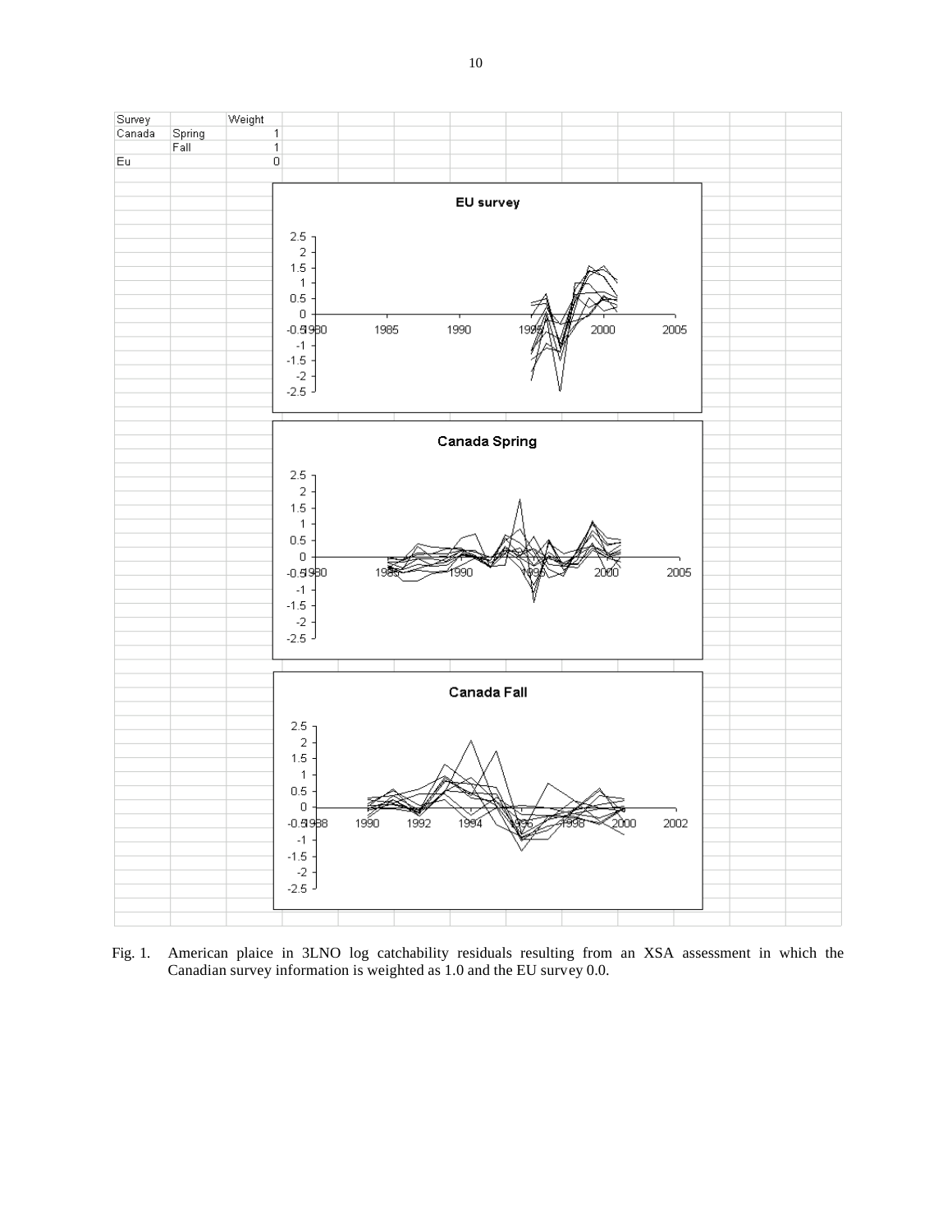| Survey | | Weight |
|---|---|---|
| Canada | Spring | 1 |
| | Fall | 1 |
| Eu | | 0 |

Fig. 1. American plaice in 3LNO log catchability residuals resulting from an XSA assessment in which the Canadian survey information is weighted as 1.0 and the EU survey 0.0.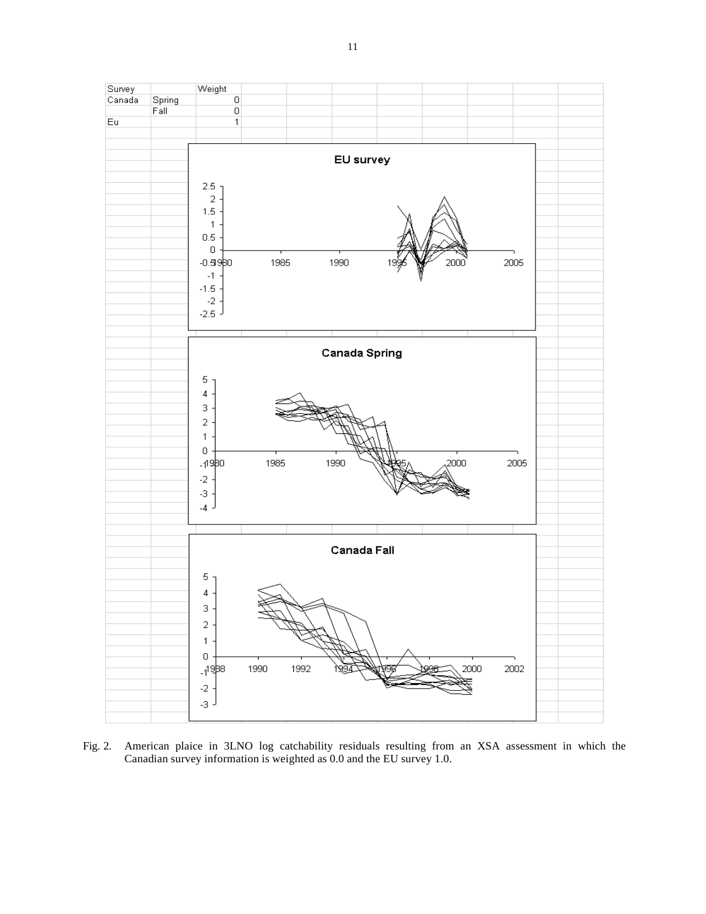| Survey | | Weight |
|---|---|---|
| Canada | Spring | 0 |
| | Fall | 0 |
| Eu | | 1 |

Fig. 2. American plaice in 3LNO log catchability residuals resulting from an XSA assessment in which the Canadian survey information is weighted as 0.0 and the EU survey 1.0.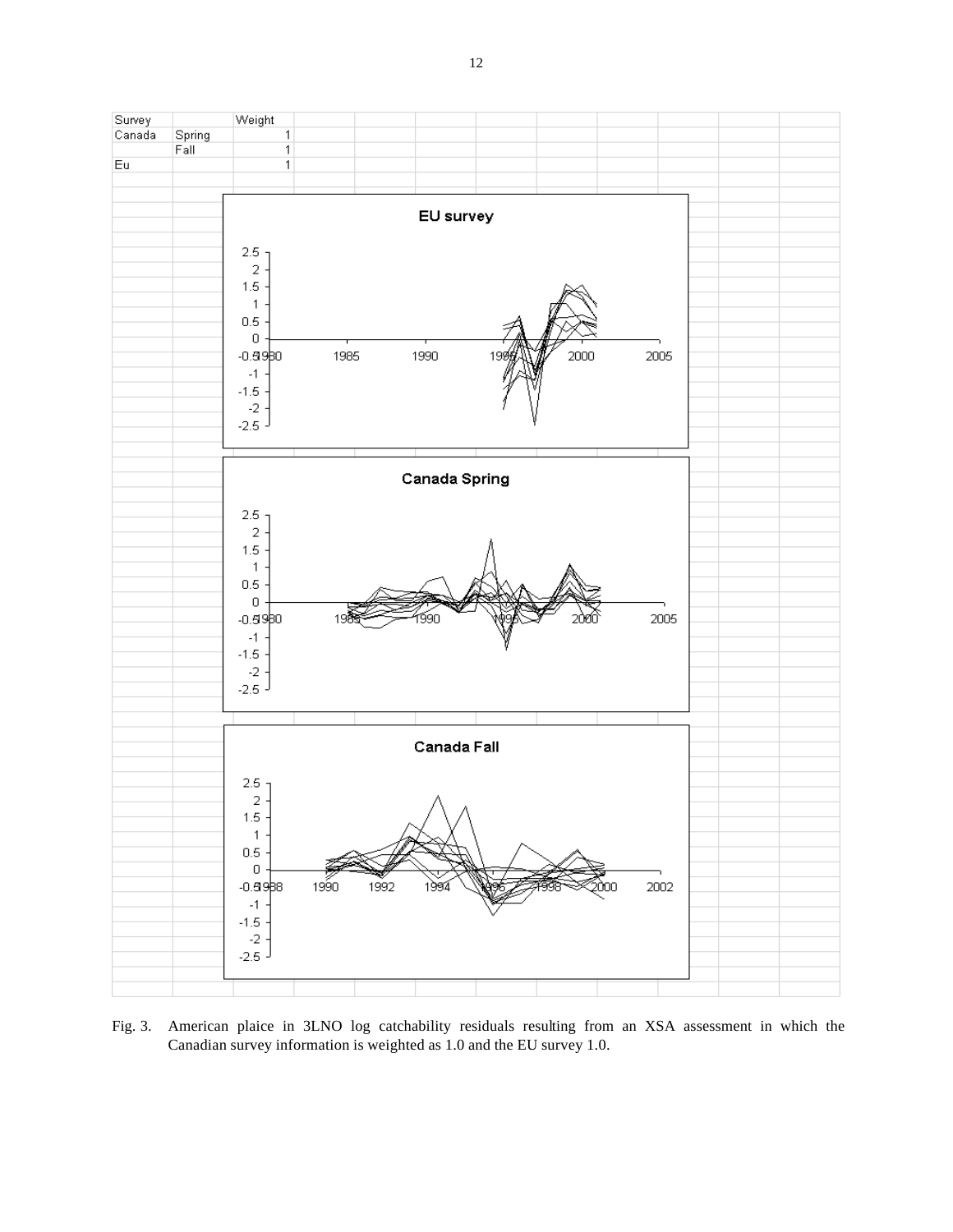| Survey | | Weight |
|---|---|---|
| Canada | Spring | 1 |
| | Fall | 1 |
| Eu | | 1 |

Fig. 3. American plaice in 3LNO log catchability residuals resulting from an XSA assessment in which the Canadian survey information is weighted as 1.0 and the EU survey 1.0.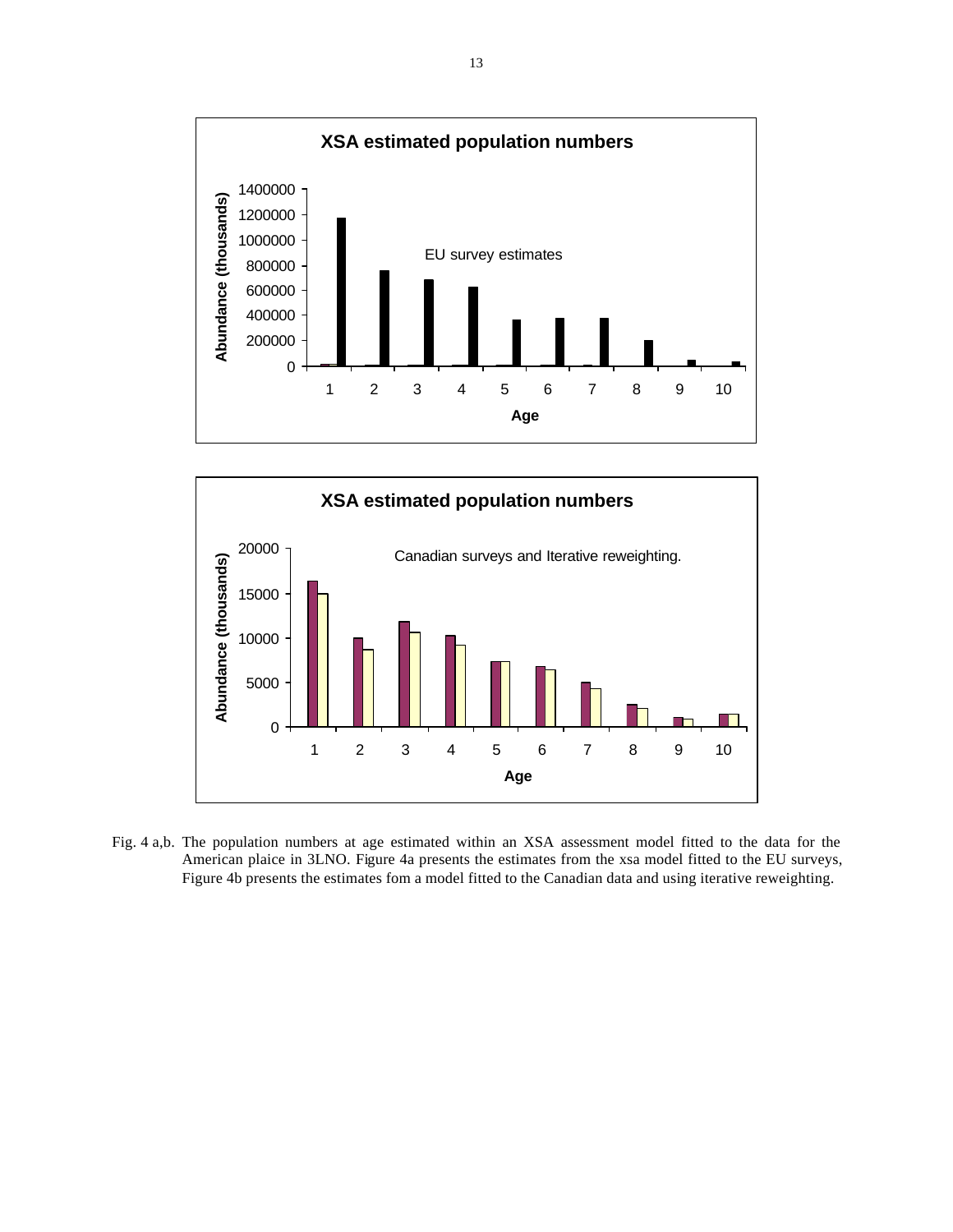Fig. 4 a,b. The population numbers at age estimated within an XSA assessment model fitted to the data for the American plaice in 3LNO. Figure 4a presents the estimates from the xsa model fitted to the EU surveys, Figure 4b presents the estimates fom a model fitted to the Canadian data and using iterative reweighting.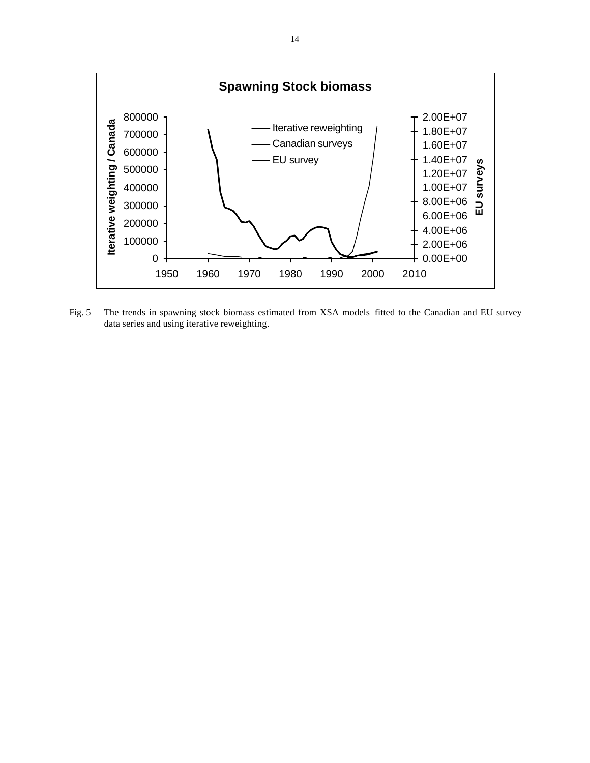Fig. 5 The trends in spawning stock biomass estimated from XSA models fitted to the Canadian and EU survey data series and using iterative reweighting.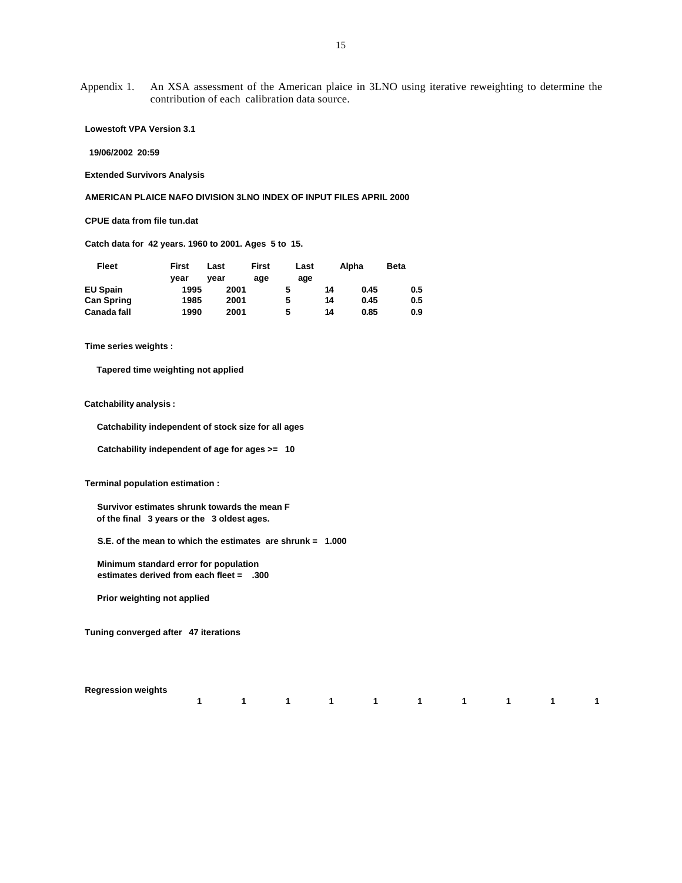Appendix 1. An XSA assessment of the American plaice in 3LNO using iterative reweighting to determine the contribution of each calibration data source.

**Lowestoft VPA Version 3.1**

**19/06/2002 20:59**

**Extended Survivors Analysis**

**AMERICAN PLAICE NAFO DIVISION 3LNO INDEX OF INPUT FILES APRIL 2000**

**CPUE data from file tun.dat**

**Catch data for 42 years. 1960 to 2001. Ages 5 to 15.**

| Fleet | First year | Last year | First age | Last age | Alpha | Beta |
|---|---|---|---|---|---|---|
| EU Spain | 1995 | 2001 | 5 | 14 | 0.45 | 0.5 |
| Can Spring | 1985 | 2001 | 5 | 14 | 0.45 | 0.5 |
| Canada fall | 1990 | 2001 | 5 | 14 | 0.85 | 0.9 |

**Time series weights :**

**Tapered time weighting not applied**

**Catchability analysis :**

**Catchability independent of stock size for all ages**

**Catchability independent of age for ages >= 10**

**Terminal population estimation :**

**Survivor estimates shrunk towards the mean F of the final 3 years or the 3 oldest ages.**

**S.E. of the mean to which the estimates are shrunk = 1.000**

**Minimum standard error for population estimates derived from each fleet = .300**

**Prior weighting not applied**

**Tuning converged after 47 iterations**

| Regression weights | | | | | | | | | | |
|---|---|---|---|---|---|---|---|---|---|---|
| | 1 | 1 | 1 | 1 | 1 | 1 | 1 | 1 | 1 | 1 |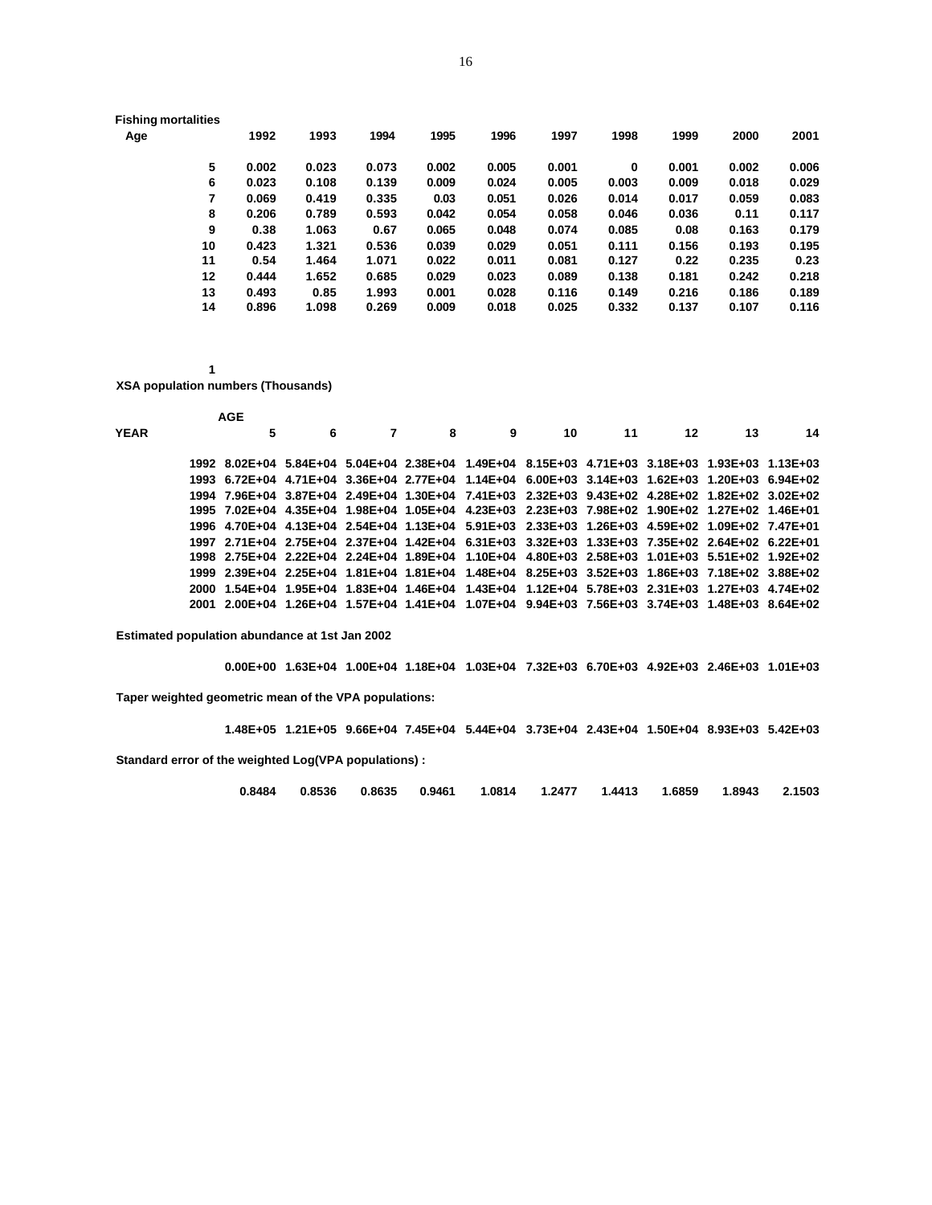**Fishing mortalities**

| Age | 1992 | 1993 | 1994 | 1995 | 1996 | 1997 | 1998 | 1999 | 2000 | 2001 |
|---|---|---|---|---|---|---|---|---|---|---|
| 5 | 0.002 | 0.023 | 0.073 | 0.002 | 0.005 | 0.001 | 0 | 0.001 | 0.002 | 0.006 |
| 6 | 0.023 | 0.108 | 0.139 | 0.009 | 0.024 | 0.005 | 0.003 | 0.009 | 0.018 | 0.029 |
| 7 | 0.069 | 0.419 | 0.335 | 0.03 | 0.051 | 0.026 | 0.014 | 0.017 | 0.059 | 0.083 |
| 8 | 0.206 | 0.789 | 0.593 | 0.042 | 0.054 | 0.058 | 0.046 | 0.036 | 0.11 | 0.117 |
| 9 | 0.38 | 1.063 | 0.67 | 0.065 | 0.048 | 0.074 | 0.085 | 0.08 | 0.163 | 0.179 |
| 10 | 0.423 | 1.321 | 0.536 | 0.039 | 0.029 | 0.051 | 0.111 | 0.156 | 0.193 | 0.195 |
| 11 | 0.54 | 1.464 | 1.071 | 0.022 | 0.011 | 0.081 | 0.127 | 0.22 | 0.235 | 0.23 |
| 12 | 0.444 | 1.652 | 0.685 | 0.029 | 0.023 | 0.089 | 0.138 | 0.181 | 0.242 | 0.218 |
| 13 | 0.493 | 0.85 | 1.993 | 0.001 | 0.028 | 0.116 | 0.149 | 0.216 | 0.186 | 0.189 |
| 14 | 0.896 | 1.098 | 0.269 | 0.009 | 0.018 | 0.025 | 0.332 | 0.137 | 0.107 | 0.116 |

1

**XSA population numbers (Thousands)**

| YEAR | AGE 5 | 6 | 7 | 8 | 9 | 10 | 11 | 12 | 13 | 14 |
|---|---|---|---|---|---|---|---|---|---|---|
| 1992 | 8.02E+04 | 5.84E+04 | 5.04E+04 | 2.38E+04 | 1.49E+04 | 8.15E+03 | 4.71E+03 | 3.18E+03 | 1.93E+03 | 1.13E+03 |
| 1993 | 6.72E+04 | 4.71E+04 | 3.36E+04 | 2.77E+04 | 1.14E+04 | 6.00E+03 | 3.14E+03 | 1.62E+03 | 1.20E+03 | 6.94E+02 |
| 1994 | 7.96E+04 | 3.87E+04 | 2.49E+04 | 1.30E+04 | 7.41E+03 | 2.32E+03 | 9.43E+02 | 4.28E+02 | 1.82E+02 | 3.02E+02 |
| 1995 | 7.02E+04 | 4.35E+04 | 1.98E+04 | 1.05E+04 | 4.23E+03 | 2.23E+03 | 7.98E+02 | 1.90E+02 | 1.27E+02 | 1.46E+01 |
| 1996 | 4.70E+04 | 4.13E+04 | 2.54E+04 | 1.13E+04 | 5.91E+03 | 2.33E+03 | 1.26E+03 | 4.59E+02 | 1.09E+02 | 7.47E+01 |
| 1997 | 2.71E+04 | 2.75E+04 | 2.37E+04 | 1.42E+04 | 6.31E+03 | 3.32E+03 | 1.33E+03 | 7.35E+02 | 2.64E+02 | 6.22E+01 |
| 1998 | 2.75E+04 | 2.22E+04 | 2.24E+04 | 1.89E+04 | 1.10E+04 | 4.80E+03 | 2.58E+03 | 1.01E+03 | 5.51E+02 | 1.92E+02 |
| 1999 | 2.39E+04 | 2.25E+04 | 1.81E+04 | 1.81E+04 | 1.48E+04 | 8.25E+03 | 3.52E+03 | 1.86E+03 | 7.18E+02 | 3.88E+02 |
| 2000 | 1.54E+04 | 1.95E+04 | 1.83E+04 | 1.46E+04 | 1.43E+04 | 1.12E+04 | 5.78E+03 | 2.31E+03 | 1.27E+03 | 4.74E+02 |
| 2001 | 2.00E+04 | 1.26E+04 | 1.57E+04 | 1.41E+04 | 1.07E+04 | 9.94E+03 | 7.56E+03 | 3.74E+03 | 1.48E+03 | 8.64E+02 |

**Estimated population abundance at 1st Jan 2002**

| 0.00E+00 | 1.63E+04 | 1.00E+04 | 1.18E+04 | 1.03E+04 | 7.32E+03 | 6.70E+03 | 4.92E+03 | 2.46E+03 | 1.01E+03 |
|---|---|---|---|---|---|---|---|---|---|

**Taper weighted geometric mean of the VPA populations:**

| 1.48E+05 | 1.21E+05 | 9.66E+04 | 7.45E+04 | 5.44E+04 | 3.73E+04 | 2.43E+04 | 1.50E+04 | 8.93E+03 | 5.42E+03 |
|---|---|---|---|---|---|---|---|---|---|

**Standard error of the weighted Log(VPA populations) :**

| 0.8484 | 0.8536 | 0.8635 | 0.9461 | 1.0814 | 1.2477 | 1.4413 | 1.6859 | 1.8943 | 2.1503 |
|---|---|---|---|---|---|---|---|---|---|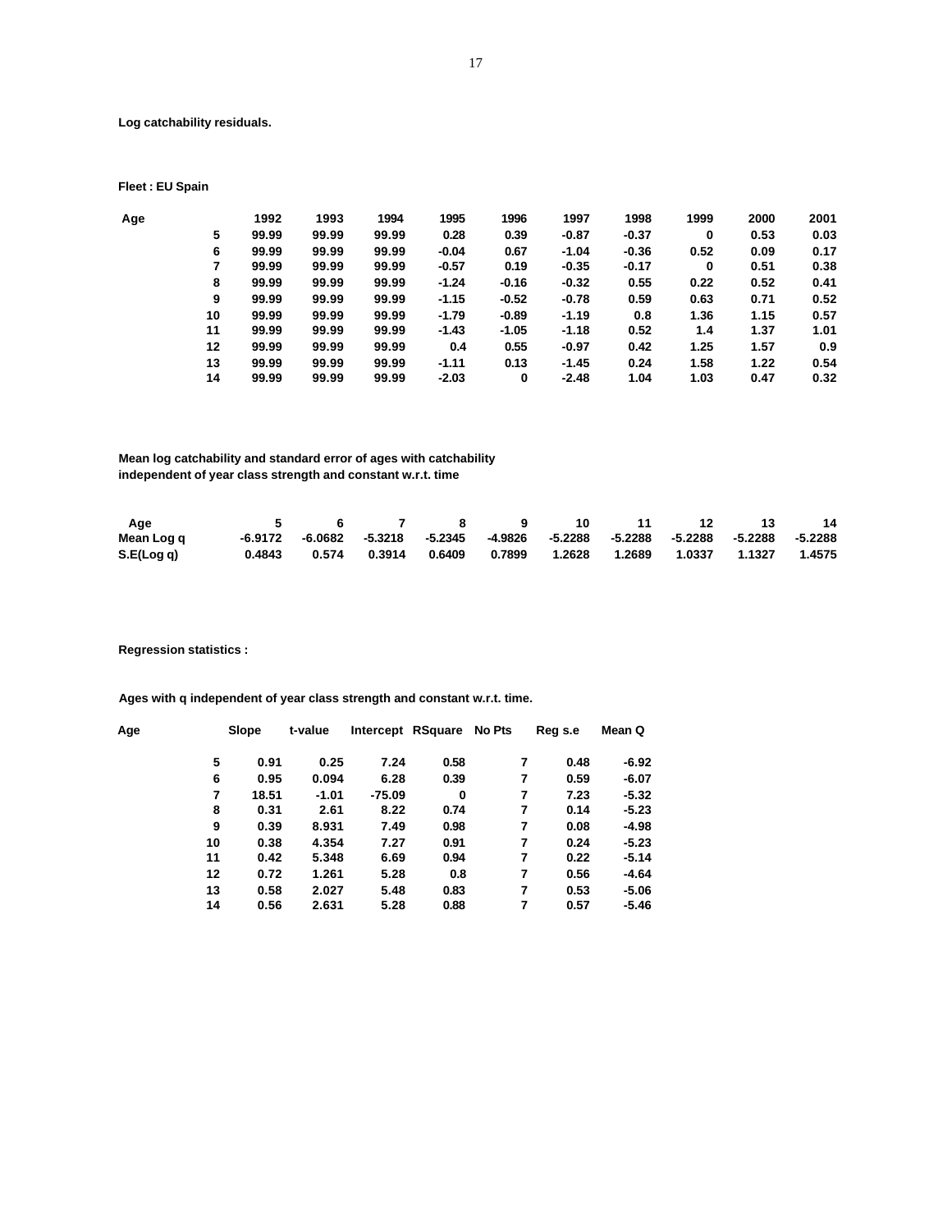**Log catchability residuals.**

**Fleet : EU Spain**

| Age | 1992 | 1993 | 1994 | 1995 | 1996 | 1997 | 1998 | 1999 | 2000 | 2001 |
|---|---|---|---|---|---|---|---|---|---|---|
| 5 | 99.99 | 99.99 | 99.99 | 0.28 | 0.39 | -0.87 | -0.37 | 0 | 0.53 | 0.03 |
| 6 | 99.99 | 99.99 | 99.99 | -0.04 | 0.67 | -1.04 | -0.36 | 0.52 | 0.09 | 0.17 |
| 7 | 99.99 | 99.99 | 99.99 | -0.57 | 0.19 | -0.35 | -0.17 | 0 | 0.51 | 0.38 |
| 8 | 99.99 | 99.99 | 99.99 | -1.24 | -0.16 | -0.32 | 0.55 | 0.22 | 0.52 | 0.41 |
| 9 | 99.99 | 99.99 | 99.99 | -1.15 | -0.52 | -0.78 | 0.59 | 0.63 | 0.71 | 0.52 |
| 10 | 99.99 | 99.99 | 99.99 | -1.79 | -0.89 | -1.19 | 0.8 | 1.36 | 1.15 | 0.57 |
| 11 | 99.99 | 99.99 | 99.99 | -1.43 | -1.05 | -1.18 | 0.52 | 1.4 | 1.37 | 1.01 |
| 12 | 99.99 | 99.99 | 99.99 | 0.4 | 0.55 | -0.97 | 0.42 | 1.25 | 1.57 | 0.9 |
| 13 | 99.99 | 99.99 | 99.99 | -1.11 | 0.13 | -1.45 | 0.24 | 1.58 | 1.22 | 0.54 |
| 14 | 99.99 | 99.99 | 99.99 | -2.03 | 0 | -2.48 | 1.04 | 1.03 | 0.47 | 0.32 |

**Mean log catchability and standard error of ages with catchability independent of year class strength and constant w.r.t. time**

| Age | 5 | 6 | 7 | 8 | 9 | 10 | 11 | 12 | 13 | 14 |
|---|---|---|---|---|---|---|---|---|---|---|
| Mean Log q | -6.9172 | -6.0682 | -5.3218 | -5.2345 | -4.9826 | -5.2288 | -5.2288 | -5.2288 | -5.2288 | -5.2288 |
| S.E(Log q) | 0.4843 | 0.574 | 0.3914 | 0.6409 | 0.7899 | 1.2628 | 1.2689 | 1.0337 | 1.1327 | 1.4575 |

**Regression statistics :**

**Ages with q independent of year class strength and constant w.r.t. time.**

| Age | Slope | t-value | Intercept | RSquare | No Pts | Reg s.e | Mean Q |
|---|---|---|---|---|---|---|---|
| 5 | 0.91 | 0.25 | 7.24 | 0.58 | 7 | 0.48 | -6.92 |
| 6 | 0.95 | 0.094 | 6.28 | 0.39 | 7 | 0.59 | -6.07 |
| 7 | 18.51 | -1.01 | -75.09 | 0 | 7 | 7.23 | -5.32 |
| 8 | 0.31 | 2.61 | 8.22 | 0.74 | 7 | 0.14 | -5.23 |
| 9 | 0.39 | 8.931 | 7.49 | 0.98 | 7 | 0.08 | -4.98 |
| 10 | 0.38 | 4.354 | 7.27 | 0.91 | 7 | 0.24 | -5.23 |
| 11 | 0.42 | 5.348 | 6.69 | 0.94 | 7 | 0.22 | -5.14 |
| 12 | 0.72 | 1.261 | 5.28 | 0.8 | 7 | 0.56 | -4.64 |
| 13 | 0.58 | 2.027 | 5.48 | 0.83 | 7 | 0.53 | -5.06 |
| 14 | 0.56 | 2.631 | 5.28 | 0.88 | 7 | 0.57 | -5.46 |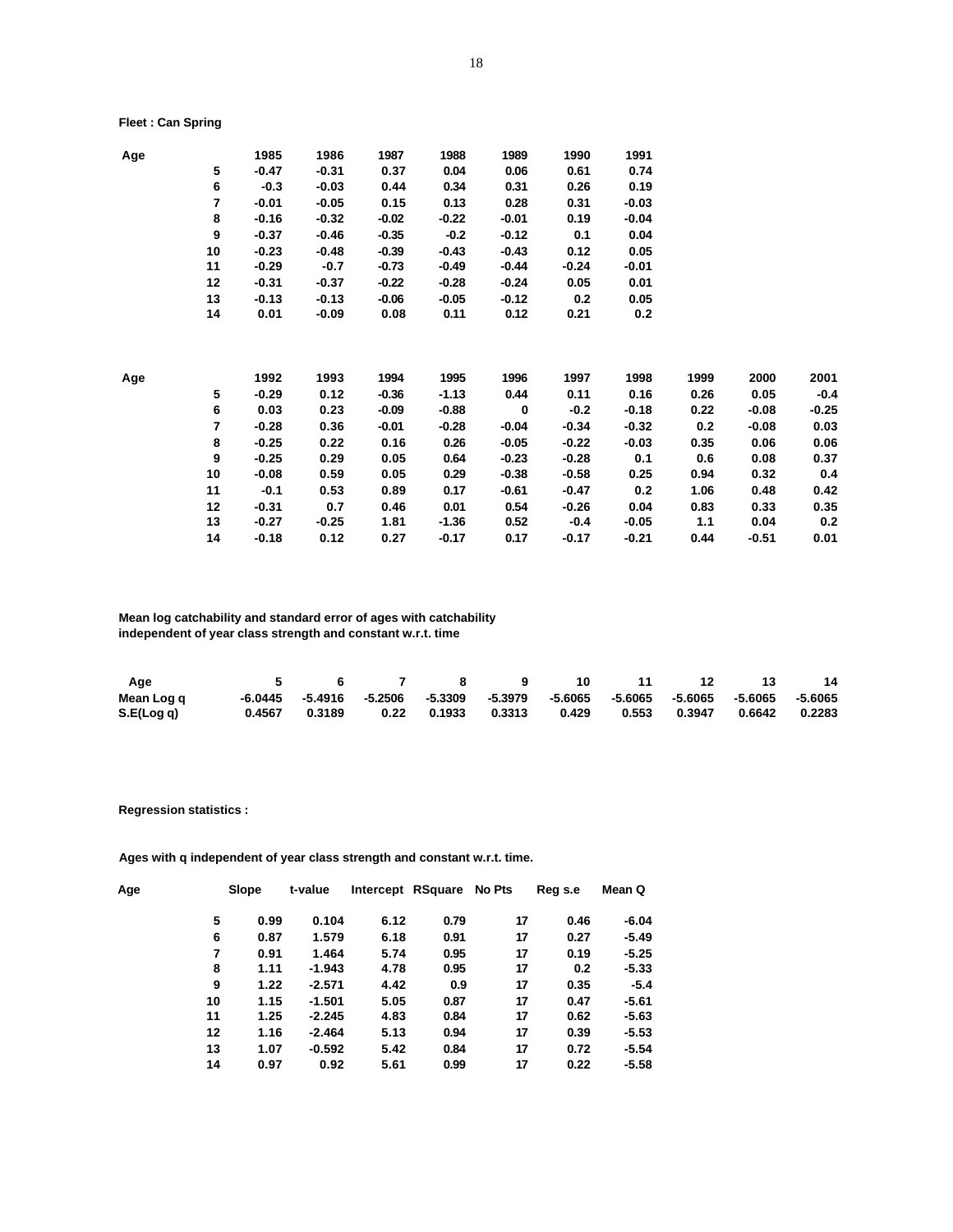**Fleet : Can Spring**

| Age | 1985 | 1986 | 1987 | 1988 | 1989 | 1990 | 1991 |
|---|---|---|---|---|---|---|---|
| 5 | -0.47 | -0.31 | 0.37 | 0.04 | 0.06 | 0.61 | 0.74 |
| 6 | -0.3 | -0.03 | 0.44 | 0.34 | 0.31 | 0.26 | 0.19 |
| 7 | -0.01 | -0.05 | 0.15 | 0.13 | 0.28 | 0.31 | -0.03 |
| 8 | -0.16 | -0.32 | -0.02 | -0.22 | -0.01 | 0.19 | -0.04 |
| 9 | -0.37 | -0.46 | -0.35 | -0.2 | -0.12 | 0.1 | 0.04 |
| 10 | -0.23 | -0.48 | -0.39 | -0.43 | -0.43 | 0.12 | 0.05 |
| 11 | -0.29 | -0.7 | -0.73 | -0.49 | -0.44 | -0.24 | -0.01 |
| 12 | -0.31 | -0.37 | -0.22 | -0.28 | -0.24 | 0.05 | 0.01 |
| 13 | -0.13 | -0.13 | -0.06 | -0.05 | -0.12 | 0.2 | 0.05 |
| 14 | 0.01 | -0.09 | 0.08 | 0.11 | 0.12 | 0.21 | 0.2 |

| Age | 1992 | 1993 | 1994 | 1995 | 1996 | 1997 | 1998 | 1999 | 2000 | 2001 |
|---|---|---|---|---|---|---|---|---|---|---|
| 5 | -0.29 | 0.12 | -0.36 | -1.13 | 0.44 | 0.11 | 0.16 | 0.26 | 0.05 | -0.4 |
| 6 | 0.03 | 0.23 | -0.09 | -0.88 | 0 | -0.2 | -0.18 | 0.22 | -0.08 | -0.25 |
| 7 | -0.28 | 0.36 | -0.01 | -0.28 | -0.04 | -0.34 | -0.32 | 0.2 | -0.08 | 0.03 |
| 8 | -0.25 | 0.22 | 0.16 | 0.26 | -0.05 | -0.22 | -0.03 | 0.35 | 0.06 | 0.06 |
| 9 | -0.25 | 0.29 | 0.05 | 0.64 | -0.23 | -0.28 | 0.1 | 0.6 | 0.08 | 0.37 |
| 10 | -0.08 | 0.59 | 0.05 | 0.29 | -0.38 | -0.58 | 0.25 | 0.94 | 0.32 | 0.4 |
| 11 | -0.1 | 0.53 | 0.89 | 0.17 | -0.61 | -0.47 | 0.2 | 1.06 | 0.48 | 0.42 |
| 12 | -0.31 | 0.7 | 0.46 | 0.01 | 0.54 | -0.26 | 0.04 | 0.83 | 0.33 | 0.35 |
| 13 | -0.27 | -0.25 | 1.81 | -1.36 | 0.52 | -0.4 | -0.05 | 1.1 | 0.04 | 0.2 |
| 14 | -0.18 | 0.12 | 0.27 | -0.17 | 0.17 | -0.17 | -0.21 | 0.44 | -0.51 | 0.01 |

**Mean log catchability and standard error of ages with catchability independent of year class strength and constant w.r.t. time**

| Age | 5 | 6 | 7 | 8 | 9 | 10 | 11 | 12 | 13 | 14 |
|---|---|---|---|---|---|---|---|---|---|---|
| Mean Log q | -6.0445 | -5.4916 | -5.2506 | -5.3309 | -5.3979 | -5.6065 | -5.6065 | -5.6065 | -5.6065 | -5.6065 |
| S.E(Log q) | 0.4567 | 0.3189 | 0.22 | 0.1933 | 0.3313 | 0.429 | 0.553 | 0.3947 | 0.6642 | 0.2283 |

**Regression statistics :**

**Ages with q independent of year class strength and constant w.r.t. time.**

| Age | Slope | t-value | Intercept | RSquare | No Pts | Reg s.e | Mean Q |
|---|---|---|---|---|---|---|---|
| 5 | 0.99 | 0.104 | 6.12 | 0.79 | 17 | 0.46 | -6.04 |
| 6 | 0.87 | 1.579 | 6.18 | 0.91 | 17 | 0.27 | -5.49 |
| 7 | 0.91 | 1.464 | 5.74 | 0.95 | 17 | 0.19 | -5.25 |
| 8 | 1.11 | -1.943 | 4.78 | 0.95 | 17 | 0.2 | -5.33 |
| 9 | 1.22 | -2.571 | 4.42 | 0.9 | 17 | 0.35 | -5.4 |
| 10 | 1.15 | -1.501 | 5.05 | 0.87 | 17 | 0.47 | -5.61 |
| 11 | 1.25 | -2.245 | 4.83 | 0.84 | 17 | 0.62 | -5.63 |
| 12 | 1.16 | -2.464 | 5.13 | 0.94 | 17 | 0.39 | -5.53 |
| 13 | 1.07 | -0.592 | 5.42 | 0.84 | 17 | 0.72 | -5.54 |
| 14 | 0.97 | 0.92 | 5.61 | 0.99 | 17 | 0.22 | -5.58 |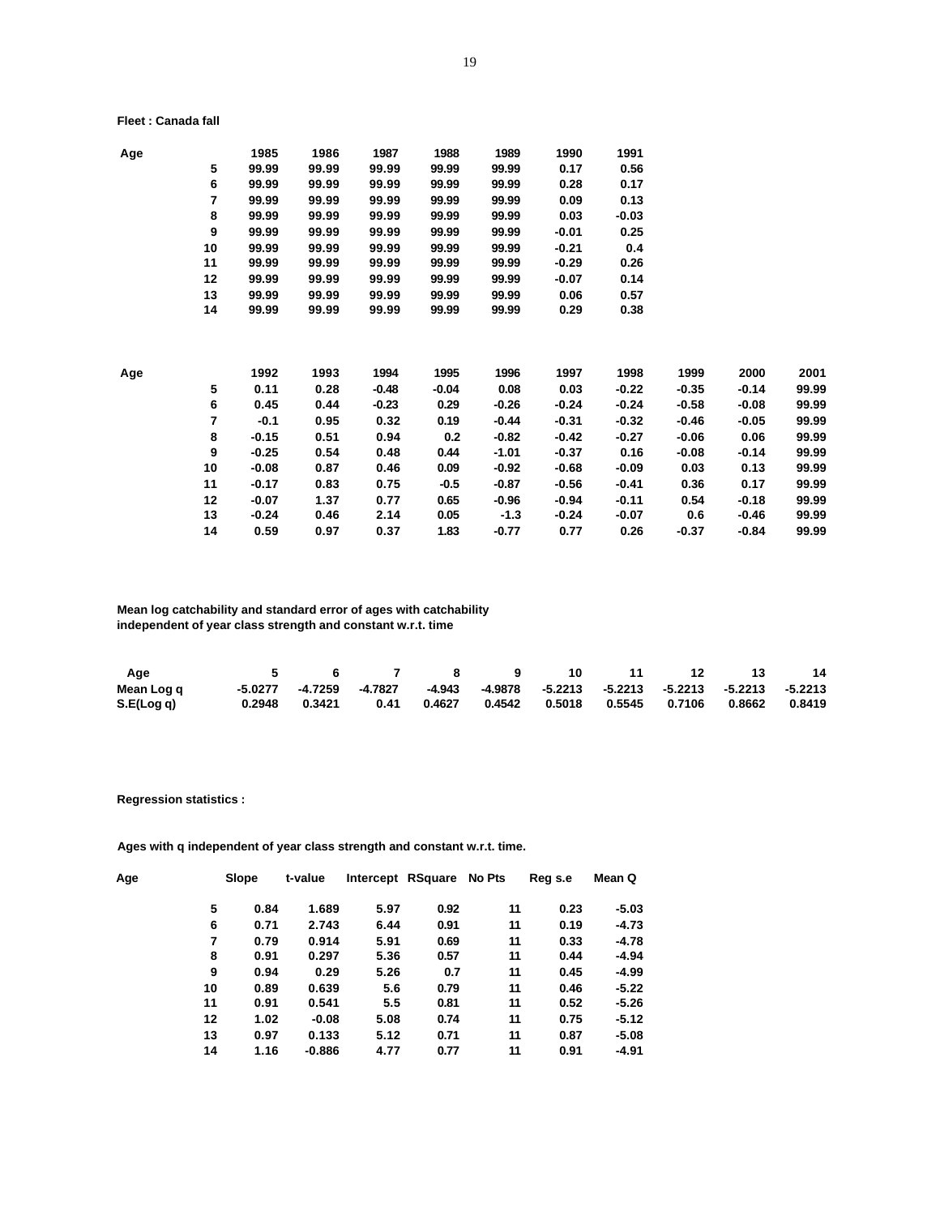**Fleet : Canada fall**

| Age | 1985 | 1986 | 1987 | 1988 | 1989 | 1990 | 1991 |
|---|---|---|---|---|---|---|---|
| 5 | 99.99 | 99.99 | 99.99 | 99.99 | 99.99 | 0.17 | 0.56 |
| 6 | 99.99 | 99.99 | 99.99 | 99.99 | 99.99 | 0.28 | 0.17 |
| 7 | 99.99 | 99.99 | 99.99 | 99.99 | 99.99 | 0.09 | 0.13 |
| 8 | 99.99 | 99.99 | 99.99 | 99.99 | 99.99 | 0.03 | -0.03 |
| 9 | 99.99 | 99.99 | 99.99 | 99.99 | 99.99 | -0.01 | 0.25 |
| 10 | 99.99 | 99.99 | 99.99 | 99.99 | 99.99 | -0.21 | 0.4 |
| 11 | 99.99 | 99.99 | 99.99 | 99.99 | 99.99 | -0.29 | 0.26 |
| 12 | 99.99 | 99.99 | 99.99 | 99.99 | 99.99 | -0.07 | 0.14 |
| 13 | 99.99 | 99.99 | 99.99 | 99.99 | 99.99 | 0.06 | 0.57 |
| 14 | 99.99 | 99.99 | 99.99 | 99.99 | 99.99 | 0.29 | 0.38 |

| Age | 1992 | 1993 | 1994 | 1995 | 1996 | 1997 | 1998 | 1999 | 2000 | 2001 |
|---|---|---|---|---|---|---|---|---|---|---|
| 5 | 0.11 | 0.28 | -0.48 | -0.04 | 0.08 | 0.03 | -0.22 | -0.35 | -0.14 | 99.99 |
| 6 | 0.45 | 0.44 | -0.23 | 0.29 | -0.26 | -0.24 | -0.24 | -0.58 | -0.08 | 99.99 |
| 7 | -0.1 | 0.95 | 0.32 | 0.19 | -0.44 | -0.31 | -0.32 | -0.46 | -0.05 | 99.99 |
| 8 | -0.15 | 0.51 | 0.94 | 0.2 | -0.82 | -0.42 | -0.27 | -0.06 | 0.06 | 99.99 |
| 9 | -0.25 | 0.54 | 0.48 | 0.44 | -1.01 | -0.37 | 0.16 | -0.08 | -0.14 | 99.99 |
| 10 | -0.08 | 0.87 | 0.46 | 0.09 | -0.92 | -0.68 | -0.09 | 0.03 | 0.13 | 99.99 |
| 11 | -0.17 | 0.83 | 0.75 | -0.5 | -0.87 | -0.56 | -0.41 | 0.36 | 0.17 | 99.99 |
| 12 | -0.07 | 1.37 | 0.77 | 0.65 | -0.96 | -0.94 | -0.11 | 0.54 | -0.18 | 99.99 |
| 13 | -0.24 | 0.46 | 2.14 | 0.05 | -1.3 | -0.24 | -0.07 | 0.6 | -0.46 | 99.99 |
| 14 | 0.59 | 0.97 | 0.37 | 1.83 | -0.77 | 0.77 | 0.26 | -0.37 | -0.84 | 99.99 |

**Mean log catchability and standard error of ages with catchability independent of year class strength and constant w.r.t. time**

| Age | 5 | 6 | 7 | 8 | 9 | 10 | 11 | 12 | 13 | 14 |
|---|---|---|---|---|---|---|---|---|---|---|
| Mean Log q | -5.0277 | -4.7259 | -4.7827 | -4.943 | -4.9878 | -5.2213 | -5.2213 | -5.2213 | -5.2213 | -5.2213 |
| S.E(Log q) | 0.2948 | 0.3421 | 0.41 | 0.4627 | 0.4542 | 0.5018 | 0.5545 | 0.7106 | 0.8662 | 0.8419 |

**Regression statistics :**

**Ages with q independent of year class strength and constant w.r.t. time.**

| Age | Slope | t-value | Intercept | RSquare | No Pts | Reg s.e | Mean Q |
|---|---|---|---|---|---|---|---|
| 5 | 0.84 | 1.689 | 5.97 | 0.92 | 11 | 0.23 | -5.03 |
| 6 | 0.71 | 2.743 | 6.44 | 0.91 | 11 | 0.19 | -4.73 |
| 7 | 0.79 | 0.914 | 5.91 | 0.69 | 11 | 0.33 | -4.78 |
| 8 | 0.91 | 0.297 | 5.36 | 0.57 | 11 | 0.44 | -4.94 |
| 9 | 0.94 | 0.29 | 5.26 | 0.7 | 11 | 0.45 | -4.99 |
| 10 | 0.89 | 0.639 | 5.6 | 0.79 | 11 | 0.46 | -5.22 |
| 11 | 0.91 | 0.541 | 5.5 | 0.81 | 11 | 0.52 | -5.26 |
| 12 | 1.02 | -0.08 | 5.08 | 0.74 | 11 | 0.75 | -5.12 |
| 13 | 0.97 | 0.133 | 5.12 | 0.71 | 11 | 0.87 | -5.08 |
| 14 | 1.16 | -0.886 | 4.77 | 0.77 | 11 | 0.91 | -4.91 |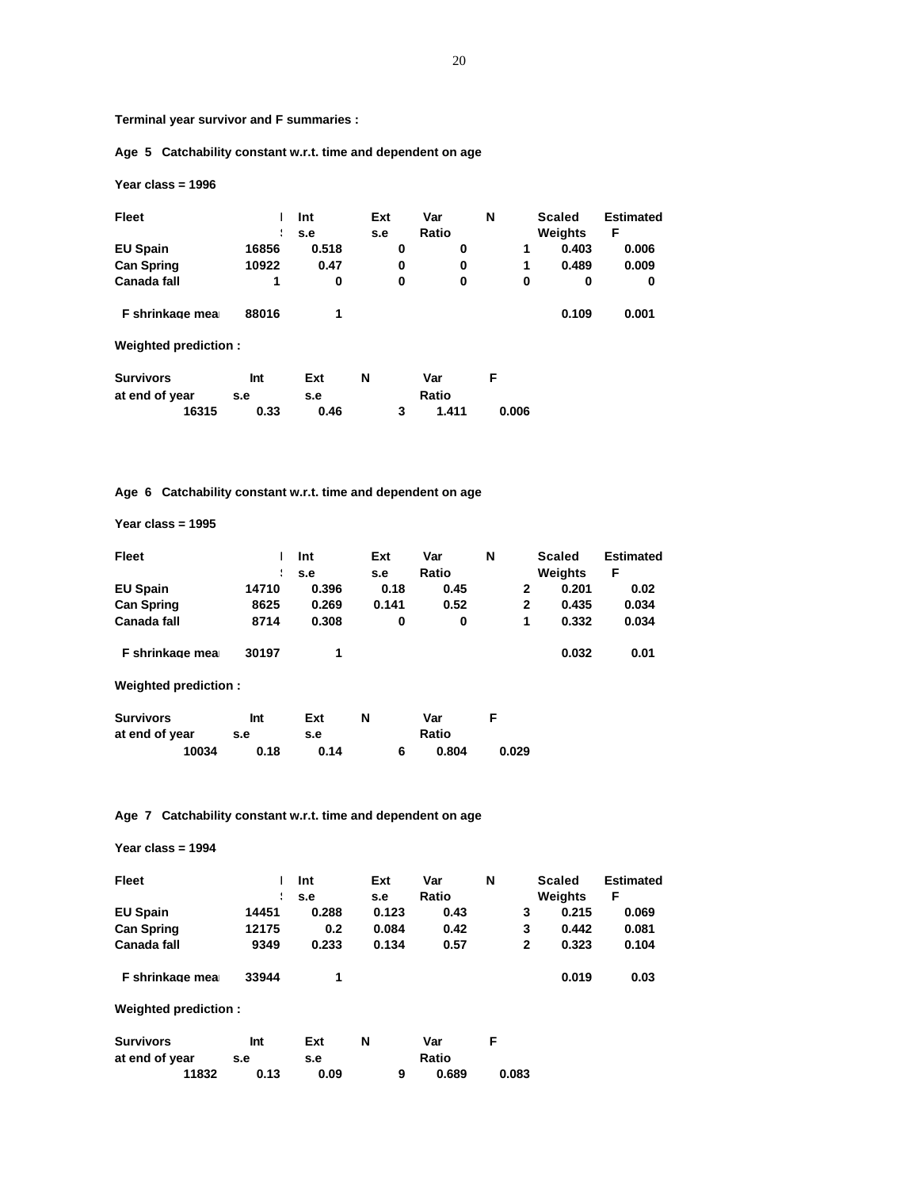**Terminal year survivor and F summaries :**

**Age 5 Catchability constant w.r.t. time and dependent on age**

**Year class = 1996**

| Fleet | I<br>S | Int<br>s.e | Ext<br>s.e | Var<br>Ratio | N | Scaled<br>Weights | Estimated<br>F |
|---|---|---|---|---|---|---|---|
| EU Spain | 16856 | 0.518 | 0 | 0 | 1 | 0.403 | 0.006 |
| Can Spring | 10922 | 0.47 | 0 | 0 | 1 | 0.489 | 0.009 |
| Canada fall | 1 | 0 | 0 | 0 | 0 | 0 | 0 |
| | | | | | | | |
| F shrinkage mea | 88016 | 1 | | | | 0.109 | 0.001 |

**Weighted prediction :**

| Survivors at end of year | Int s.e | Ext s.e | N | Var Ratio | F |
|---|---|---|---|---|---|
| 16315 | 0.33 | 0.46 | 3 | 1.411 | 0.006 |

**Age 6 Catchability constant w.r.t. time and dependent on age**

**Year class = 1995**

| Fleet | I<br>S | Int<br>s.e | Ext<br>s.e | Var<br>Ratio | N | Scaled<br>Weights | Estimated<br>F |
|---|---|---|---|---|---|---|---|
| EU Spain | 14710 | 0.396 | 0.18 | 0.45 | 2 | 0.201 | 0.02 |
| Can Spring | 8625 | 0.269 | 0.141 | 0.52 | 2 | 0.435 | 0.034 |
| Canada fall | 8714 | 0.308 | 0 | 0 | 1 | 0.332 | 0.034 |
| | | | | | | | |
| F shrinkage mea | 30197 | 1 | | | | 0.032 | 0.01 |

**Weighted prediction :**

| Survivors at end of year | Int s.e | Ext s.e | N | Var Ratio | F |
|---|---|---|---|---|---|
| 10034 | 0.18 | 0.14 | 6 | 0.804 | 0.029 |

**Age 7 Catchability constant w.r.t. time and dependent on age**

**Year class = 1994**

| Fleet | I<br>S | Int<br>s.e | Ext<br>s.e | Var<br>Ratio | N | Scaled<br>Weights | Estimated<br>F |
|---|---|---|---|---|---|---|---|
| EU Spain | 14451 | 0.288 | 0.123 | 0.43 | 3 | 0.215 | 0.069 |
| Can Spring | 12175 | 0.2 | 0.084 | 0.42 | 3 | 0.442 | 0.081 |
| Canada fall | 9349 | 0.233 | 0.134 | 0.57 | 2 | 0.323 | 0.104 |
| | | | | | | | |
| F shrinkage mea | 33944 | 1 | | | | 0.019 | 0.03 |

**Weighted prediction :**

| Survivors at end of year | Int s.e | Ext s.e | N | Var Ratio | F |
|---|---|---|---|---|---|
| 11832 | 0.13 | 0.09 | 9 | 0.689 | 0.083 |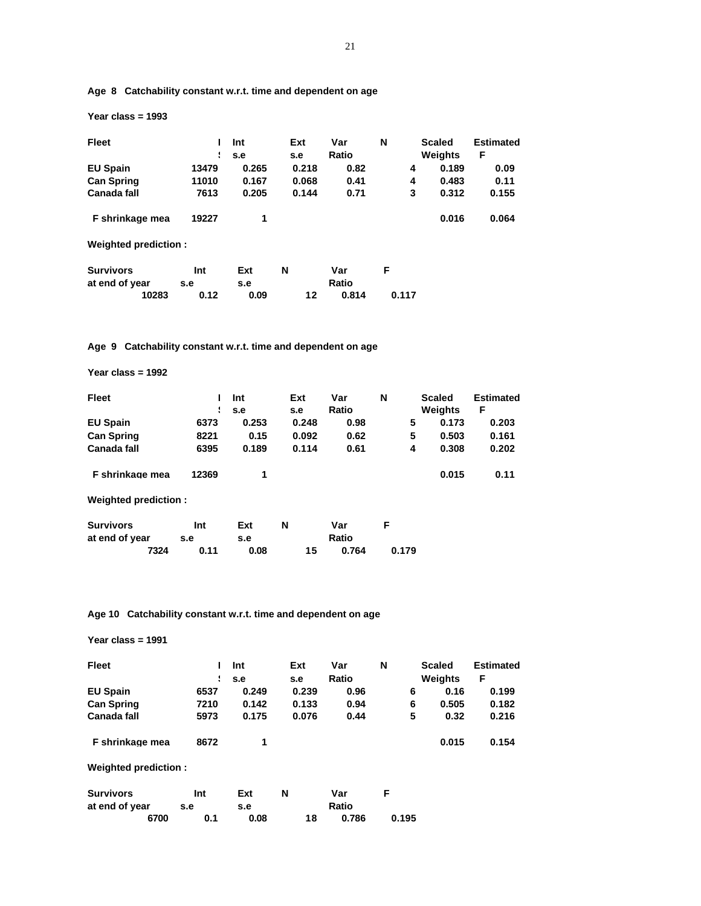**Age 8 Catchability constant w.r.t. time and dependent on age**

**Year class = 1993**

| Fleet | I<br>S | Int<br>s.e | Ext<br>s.e | Var<br>Ratio | N | Scaled<br>Weights | Estimated<br>F |
|---|---|---|---|---|---|---|---|
| EU Spain | 13479 | 0.265 | 0.218 | 0.82 | 4 | 0.189 | 0.09 |
| Can Spring | 11010 | 0.167 | 0.068 | 0.41 | 4 | 0.483 | 0.11 |
| Canada fall | 7613 | 0.205 | 0.144 | 0.71 | 3 | 0.312 | 0.155 |
| F shrinkage mea | 19227 | 1 | | | | 0.016 | 0.064 |

**Weighted prediction :**

| Survivors at end of year | Int s.e | Ext s.e | N | Var Ratio | F |
|---|---|---|---|---|---|
| 10283 | 0.12 | 0.09 | 12 | 0.814 | 0.117 |

**Age 9 Catchability constant w.r.t. time and dependent on age**

**Year class = 1992**

| Fleet | I<br>S | Int<br>s.e | Ext<br>s.e | Var<br>Ratio | N | Scaled<br>Weights | Estimated<br>F |
|---|---|---|---|---|---|---|---|
| EU Spain | 6373 | 0.253 | 0.248 | 0.98 | 5 | 0.173 | 0.203 |
| Can Spring | 8221 | 0.15 | 0.092 | 0.62 | 5 | 0.503 | 0.161 |
| Canada fall | 6395 | 0.189 | 0.114 | 0.61 | 4 | 0.308 | 0.202 |
| F shrinkage mea | 12369 | 1 | | | | 0.015 | 0.11 |

**Weighted prediction :**

| Survivors at end of year | Int s.e | Ext s.e | N | Var Ratio | F |
|---|---|---|---|---|---|
| 7324 | 0.11 | 0.08 | 15 | 0.764 | 0.179 |

**Age 10 Catchability constant w.r.t. time and dependent on age**

**Year class = 1991**

| Fleet | I<br>S | Int<br>s.e | Ext<br>s.e | Var<br>Ratio | N | Scaled<br>Weights | Estimated<br>F |
|---|---|---|---|---|---|---|---|
| EU Spain | 6537 | 0.249 | 0.239 | 0.96 | 6 | 0.16 | 0.199 |
| Can Spring | 7210 | 0.142 | 0.133 | 0.94 | 6 | 0.505 | 0.182 |
| Canada fall | 5973 | 0.175 | 0.076 | 0.44 | 5 | 0.32 | 0.216 |
| F shrinkage mea | 8672 | 1 | | | | 0.015 | 0.154 |

**Weighted prediction :**

| Survivors at end of year | Int s.e | Ext s.e | N | Var Ratio | F |
|---|---|---|---|---|---|
| 6700 | 0.1 | 0.08 | 18 | 0.786 | 0.195 |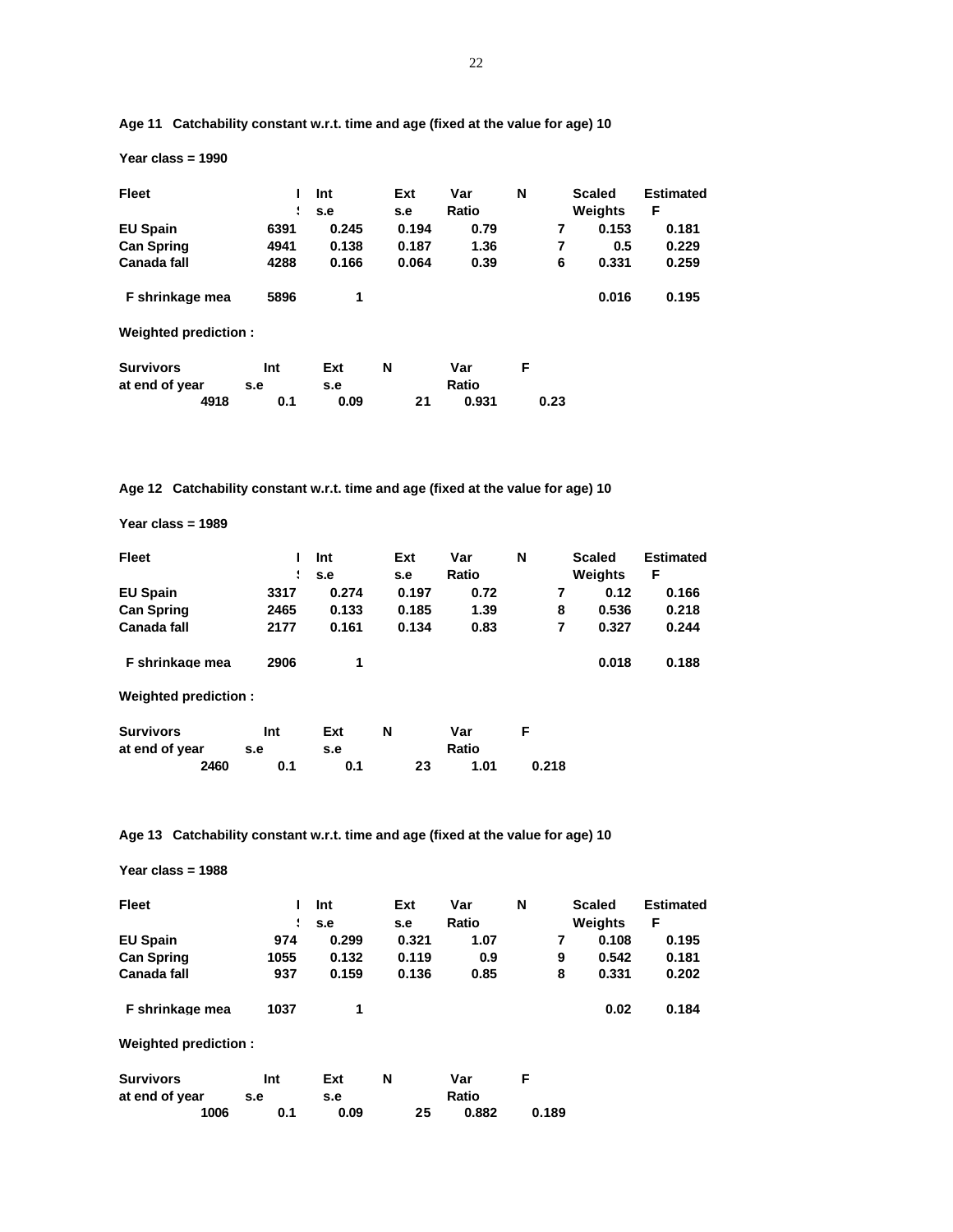**Age 11 Catchability constant w.r.t. time and age (fixed at the value for age) 10**

**Year class = 1990**

| Fleet | I<br>$ | Int<br>s.e | Ext<br>s.e | Var<br>Ratio | N | Scaled<br>Weights | Estimated<br>F |
|---|---|---|---|---|---|---|---|
| EU Spain | 6391 | 0.245 | 0.194 | 0.79 | 7 | 0.153 | 0.181 |
| Can Spring | 4941 | 0.138 | 0.187 | 1.36 | 7 | 0.5 | 0.229 |
| Canada fall | 4288 | 0.166 | 0.064 | 0.39 | 6 | 0.331 | 0.259 |
| F shrinkage mea | 5896 | 1 | | | | 0.016 | 0.195 |

**Weighted prediction :**

| Survivors<br>at end of year | Int<br>s.e | Ext<br>s.e | N | Var<br>Ratio | F |
|---|---|---|---|---|---|
| 4918 | 0.1 | 0.09 | 21 | 0.931 | 0.23 |

**Age 12 Catchability constant w.r.t. time and age (fixed at the value for age) 10**

**Year class = 1989**

| Fleet | I<br>$ | Int<br>s.e | Ext<br>s.e | Var<br>Ratio | N | Scaled<br>Weights | Estimated<br>F |
|---|---|---|---|---|---|---|---|
| EU Spain | 3317 | 0.274 | 0.197 | 0.72 | 7 | 0.12 | 0.166 |
| Can Spring | 2465 | 0.133 | 0.185 | 1.39 | 8 | 0.536 | 0.218 |
| Canada fall | 2177 | 0.161 | 0.134 | 0.83 | 7 | 0.327 | 0.244 |
| F shrinkage mea | 2906 | 1 | | | | 0.018 | 0.188 |

**Weighted prediction :**

| Survivors<br>at end of year | Int<br>s.e | Ext<br>s.e | N | Var<br>Ratio | F |
|---|---|---|---|---|---|
| 2460 | 0.1 | 0.1 | 23 | 1.01 | 0.218 |

**Age 13 Catchability constant w.r.t. time and age (fixed at the value for age) 10**

**Year class = 1988**

| Fleet | I<br>$ | Int<br>s.e | Ext<br>s.e | Var<br>Ratio | N | Scaled<br>Weights | Estimated<br>F |
|---|---|---|---|---|---|---|---|
| EU Spain | 974 | 0.299 | 0.321 | 1.07 | 7 | 0.108 | 0.195 |
| Can Spring | 1055 | 0.132 | 0.119 | 0.9 | 9 | 0.542 | 0.181 |
| Canada fall | 937 | 0.159 | 0.136 | 0.85 | 8 | 0.331 | 0.202 |
| F shrinkage mea | 1037 | 1 | | | | 0.02 | 0.184 |

**Weighted prediction :**

| Survivors<br>at end of year | Int<br>s.e | Ext<br>s.e | N | Var<br>Ratio | F |
|---|---|---|---|---|---|
| 1006 | 0.1 | 0.09 | 25 | 0.882 | 0.189 |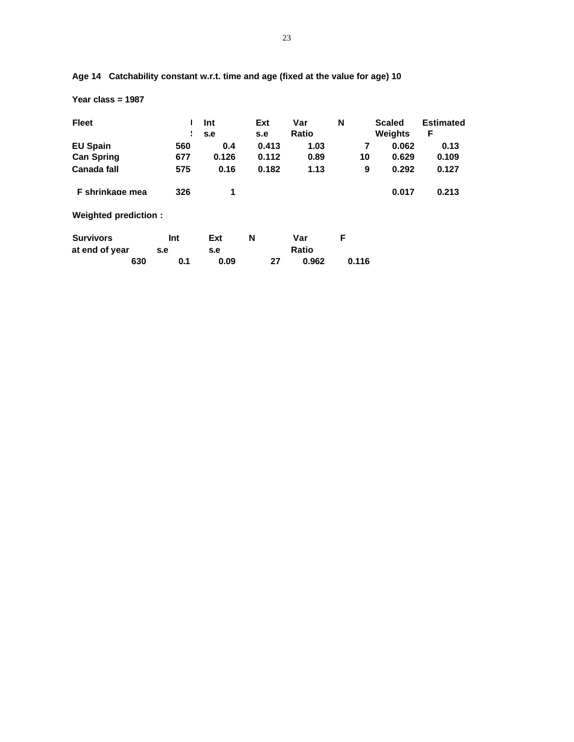**Age 14 Catchability constant w.r.t. time and age (fixed at the value for age) 10**

**Year class = 1987**

| Fleet | I<br>! | Int<br>s.e | Ext<br>s.e | Var<br>Ratio | N | Scaled<br>Weights | Estimated<br>F |
|---|---|---|---|---|---|---|---|
| EU Spain | 560 | 0.4 | 0.413 | 1.03 | 7 | 0.062 | 0.13 |
| Can Spring | 677 | 0.126 | 0.112 | 0.89 | 10 | 0.629 | 0.109 |
| Canada fall | 575 | 0.16 | 0.182 | 1.13 | 9 | 0.292 | 0.127 |
| F shrinkage mea | 326 | 1 | | | | 0.017 | 0.213 |

**Weighted prediction :**

| Survivors at end of year | Int s.e | Ext s.e | N | Var Ratio | F |
|---|---|---|---|---|---|
| 630 | 0.1 | 0.09 | 27 | 0.962 | 0.116 |